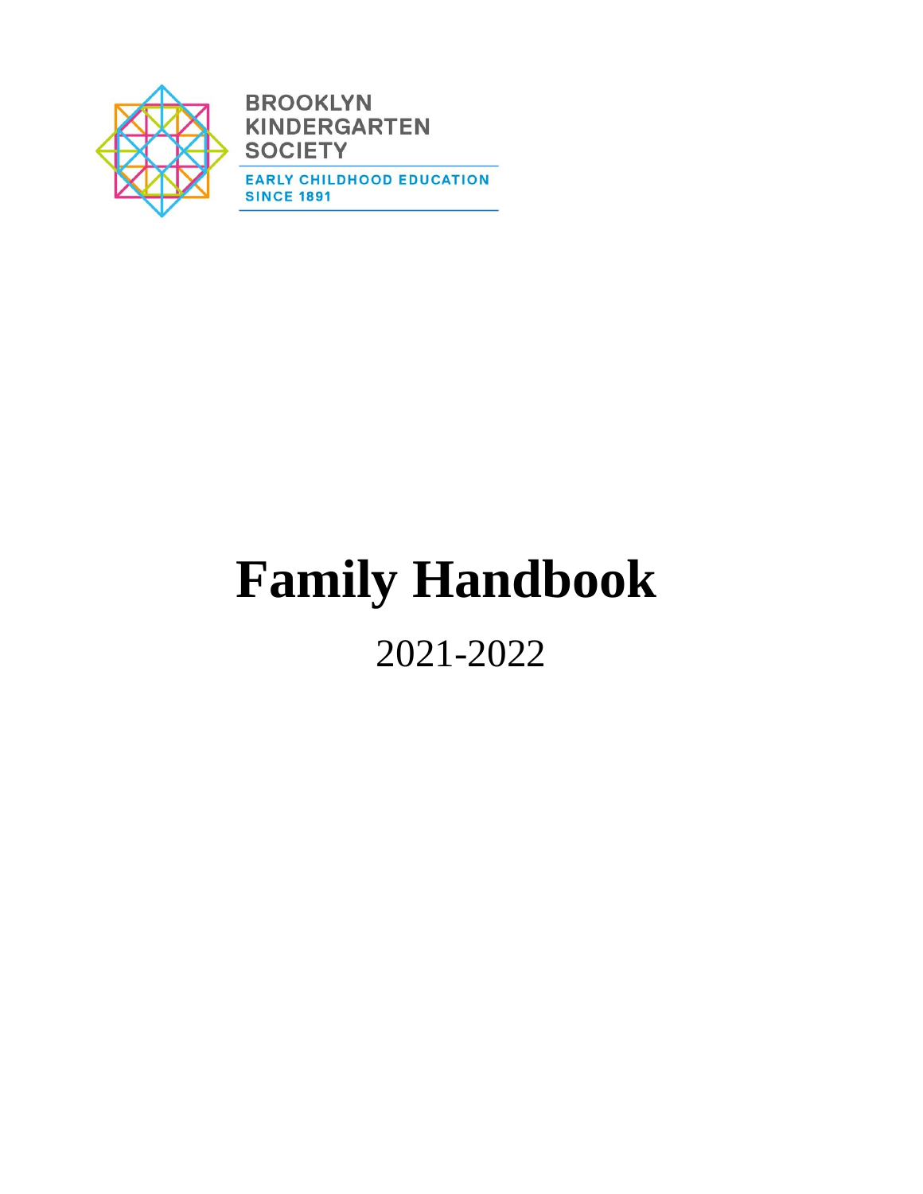BROOKLYN KINDERGARTEN SOCIETY

EARLY CHILDHOOD EDUCATION SINCE 1891

# Family Handbook

2021-2022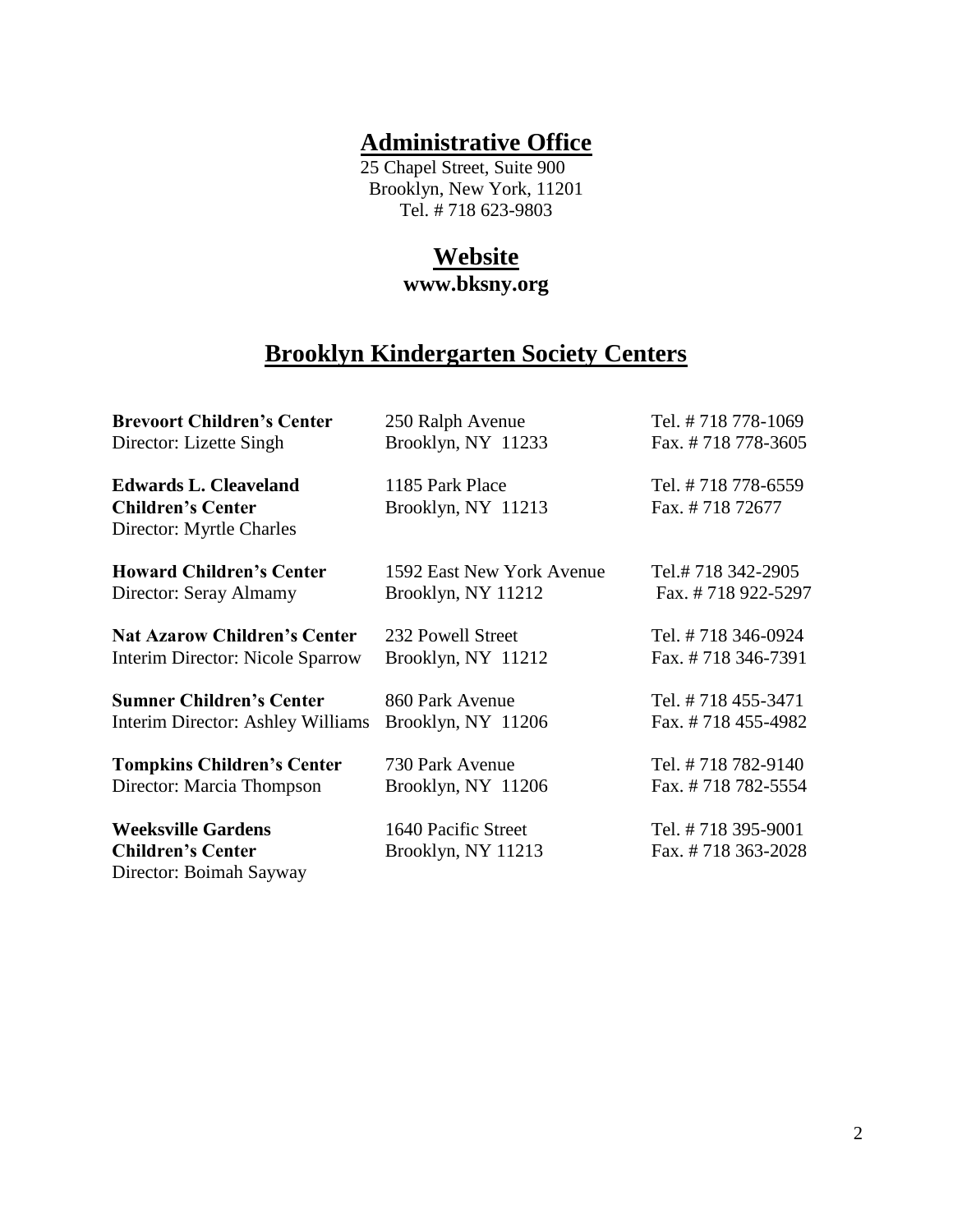## Administrative Office

25 Chapel Street, Suite 900
Brooklyn, New York, 11201
Tel. # 718 623-9803

## Website

**www.bksny.org**

## Brooklyn Kindergarten Society Centers

| Center | Address | Phone/Fax |
|---|---|---|
| **Brevoort Children's Center**<br>Director: Lizette Singh | 250 Ralph Avenue<br>Brooklyn, NY 11233 | Tel. # 718 778-1069<br>Fax. # 718 778-3605 |
| **Edwards L. Cleaveland Children's Center**<br>Director: Myrtle Charles | 1185 Park Place<br>Brooklyn, NY 11213 | Tel. # 718 778-6559<br>Fax. # 718 72677 |
| **Howard Children's Center**<br>Director: Seray Almamy | 1592 East New York Avenue<br>Brooklyn, NY 11212 | Tel.# 718 342-2905<br>Fax. # 718 922-5297 |
| **Nat Azarow Children's Center**<br>Interim Director: Nicole Sparrow | 232 Powell Street<br>Brooklyn, NY 11212 | Tel. # 718 346-0924<br>Fax. # 718 346-7391 |
| **Sumner Children's Center**<br>Interim Director: Ashley Williams | 860 Park Avenue<br>Brooklyn, NY 11206 | Tel. # 718 455-3471<br>Fax. # 718 455-4982 |
| **Tompkins Children's Center**<br>Director: Marcia Thompson | 730 Park Avenue<br>Brooklyn, NY 11206 | Tel. # 718 782-9140<br>Fax. # 718 782-5554 |
| **Weeksville Gardens Children's Center**<br>Director: Boimah Sayway | 1640 Pacific Street<br>Brooklyn, NY 11213 | Tel. # 718 395-9001<br>Fax. # 718 363-2028 |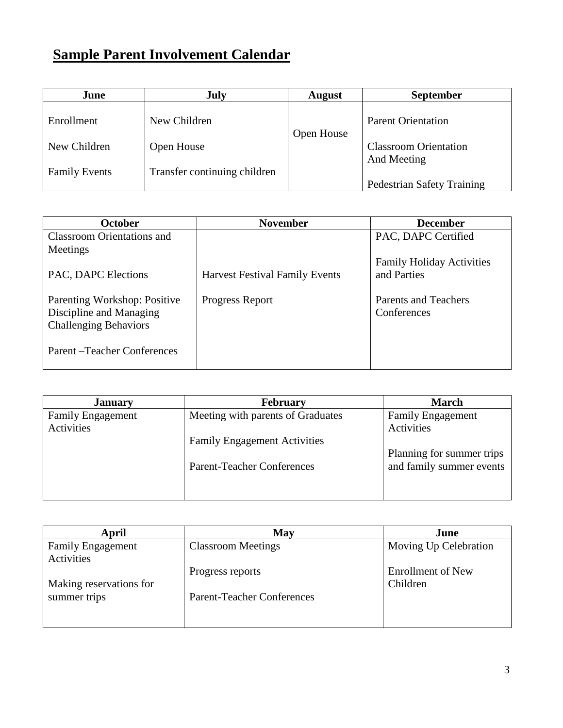# Sample Parent Involvement Calendar

| June | July | August | September |
|---|---|---|---|
| Enrollment<br><br>New Children<br><br>Family Events | New Children<br><br>Open House<br><br>Transfer continuing children | Open House | Parent Orientation<br><br>Classroom Orientation And Meeting<br><br>Pedestrian Safety Training |

| October | November | December |
|---|---|---|
| Classroom Orientations and Meetings<br><br>PAC, DAPC Elections<br><br>Parenting Workshop: Positive Discipline and Managing Challenging Behaviors<br><br>Parent –Teacher Conferences | Harvest Festival Family Events<br><br>Progress Report | PAC, DAPC Certified<br><br>Family Holiday Activities and Parties<br><br>Parents and Teachers Conferences |

| January | February | March |
|---|---|---|
| Family Engagement Activities | Meeting with parents of Graduates<br><br>Family Engagement Activities<br><br>Parent-Teacher Conferences | Family Engagement Activities<br><br>Planning for summer trips and family summer events |

| April | May | June |
|---|---|---|
| Family Engagement Activities<br><br>Making reservations for summer trips | Classroom Meetings<br><br>Progress reports<br><br>Parent-Teacher Conferences | Moving Up Celebration<br><br>Enrollment of New Children |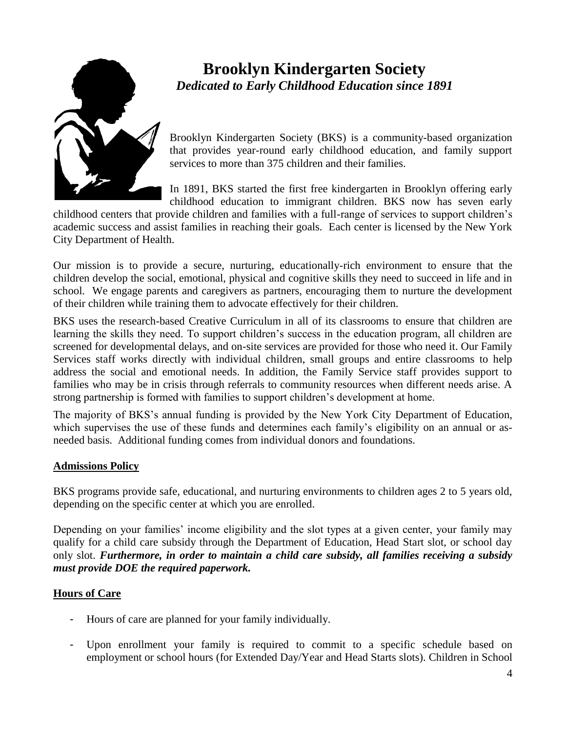# Brooklyn Kindergarten Society

***Dedicated to Early Childhood Education since 1891***

Brooklyn Kindergarten Society (BKS) is a community-based organization that provides year-round early childhood education, and family support services to more than 375 children and their families.

In 1891, BKS started the first free kindergarten in Brooklyn offering early childhood education to immigrant children. BKS now has seven early childhood centers that provide children and families with a full-range of services to support children's academic success and assist families in reaching their goals. Each center is licensed by the New York City Department of Health.

Our mission is to provide a secure, nurturing, educationally-rich environment to ensure that the children develop the social, emotional, physical and cognitive skills they need to succeed in life and in school. We engage parents and caregivers as partners, encouraging them to nurture the development of their children while training them to advocate effectively for their children.

BKS uses the research-based Creative Curriculum in all of its classrooms to ensure that children are learning the skills they need. To support children's success in the education program, all children are screened for developmental delays, and on-site services are provided for those who need it. Our Family Services staff works directly with individual children, small groups and entire classrooms to help address the social and emotional needs. In addition, the Family Service staff provides support to families who may be in crisis through referrals to community resources when different needs arise. A strong partnership is formed with families to support children's development at home.

The majority of BKS's annual funding is provided by the New York City Department of Education, which supervises the use of these funds and determines each family's eligibility on an annual or as-needed basis. Additional funding comes from individual donors and foundations.

## Admissions Policy

BKS programs provide safe, educational, and nurturing environments to children ages 2 to 5 years old, depending on the specific center at which you are enrolled.

Depending on your families' income eligibility and the slot types at a given center, your family may qualify for a child care subsidy through the Department of Education, Head Start slot, or school day only slot. ***Furthermore, in order to maintain a child care subsidy, all families receiving a subsidy must provide DOE the required paperwork.***

## Hours of Care

- Hours of care are planned for your family individually.
- Upon enrollment your family is required to commit to a specific schedule based on employment or school hours (for Extended Day/Year and Head Starts slots). Children in School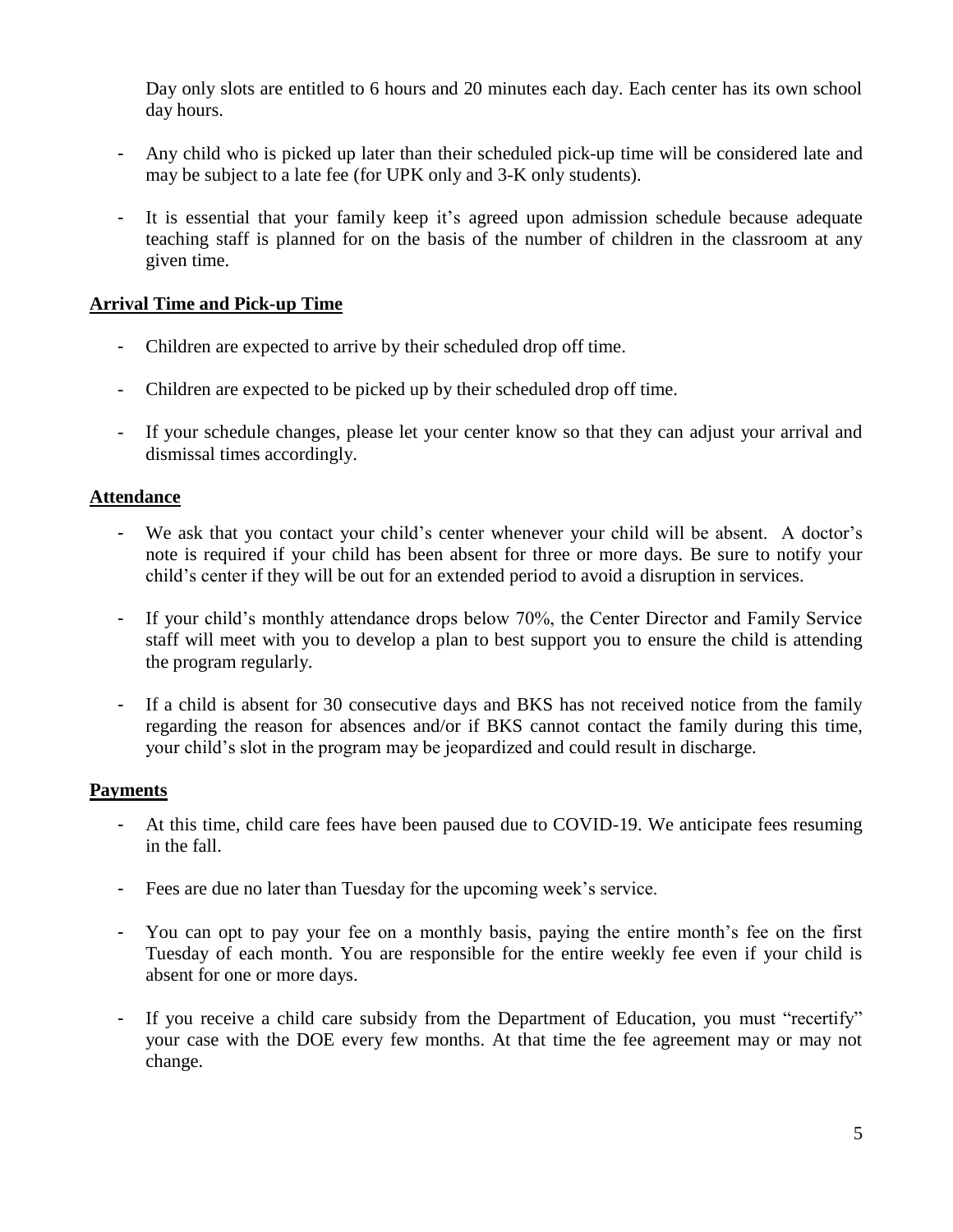Day only slots are entitled to 6 hours and 20 minutes each day. Each center has its own school day hours.

- Any child who is picked up later than their scheduled pick-up time will be considered late and may be subject to a late fee (for UPK only and 3-K only students).
- It is essential that your family keep it's agreed upon admission schedule because adequate teaching staff is planned for on the basis of the number of children in the classroom at any given time.

## Arrival Time and Pick-up Time

- Children are expected to arrive by their scheduled drop off time.
- Children are expected to be picked up by their scheduled drop off time.
- If your schedule changes, please let your center know so that they can adjust your arrival and dismissal times accordingly.

## Attendance

- We ask that you contact your child's center whenever your child will be absent. A doctor's note is required if your child has been absent for three or more days. Be sure to notify your child's center if they will be out for an extended period to avoid a disruption in services.
- If your child's monthly attendance drops below 70%, the Center Director and Family Service staff will meet with you to develop a plan to best support you to ensure the child is attending the program regularly.
- If a child is absent for 30 consecutive days and BKS has not received notice from the family regarding the reason for absences and/or if BKS cannot contact the family during this time, your child's slot in the program may be jeopardized and could result in discharge.

## Payments

- At this time, child care fees have been paused due to COVID-19. We anticipate fees resuming in the fall.
- Fees are due no later than Tuesday for the upcoming week's service.
- You can opt to pay your fee on a monthly basis, paying the entire month's fee on the first Tuesday of each month. You are responsible for the entire weekly fee even if your child is absent for one or more days.
- If you receive a child care subsidy from the Department of Education, you must "recertify" your case with the DOE every few months. At that time the fee agreement may or may not change.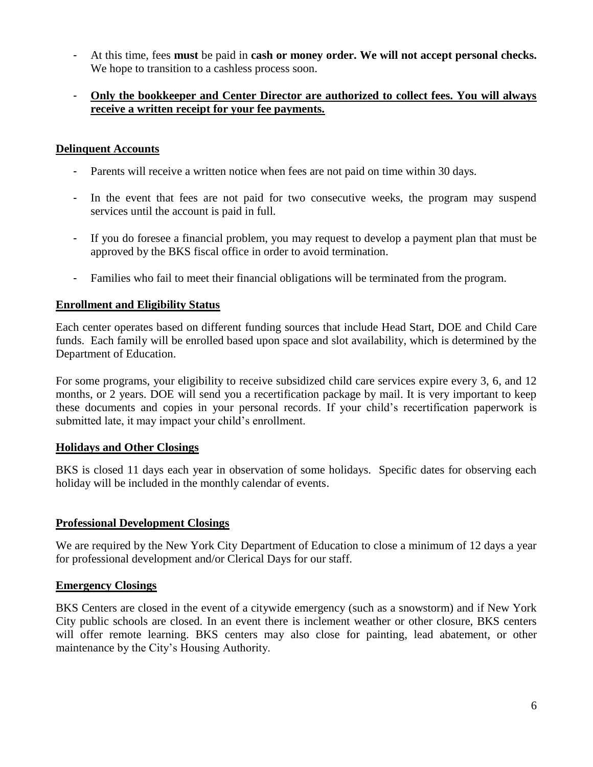- At this time, fees **must** be paid in **cash or money order. We will not accept personal checks.** We hope to transition to a cashless process soon.

- **Only the bookkeeper and Center Director are authorized to collect fees. You will always receive a written receipt for your fee payments.**

## Delinquent Accounts

- Parents will receive a written notice when fees are not paid on time within 30 days.

- In the event that fees are not paid for two consecutive weeks, the program may suspend services until the account is paid in full.

- If you do foresee a financial problem, you may request to develop a payment plan that must be approved by the BKS fiscal office in order to avoid termination.

- Families who fail to meet their financial obligations will be terminated from the program.

## Enrollment and Eligibility Status

Each center operates based on different funding sources that include Head Start, DOE and Child Care funds. Each family will be enrolled based upon space and slot availability, which is determined by the Department of Education.

For some programs, your eligibility to receive subsidized child care services expire every 3, 6, and 12 months, or 2 years. DOE will send you a recertification package by mail. It is very important to keep these documents and copies in your personal records. If your child's recertification paperwork is submitted late, it may impact your child's enrollment.

## Holidays and Other Closings

BKS is closed 11 days each year in observation of some holidays. Specific dates for observing each holiday will be included in the monthly calendar of events.

## Professional Development Closings

We are required by the New York City Department of Education to close a minimum of 12 days a year for professional development and/or Clerical Days for our staff.

## Emergency Closings

BKS Centers are closed in the event of a citywide emergency (such as a snowstorm) and if New York City public schools are closed. In an event there is inclement weather or other closure, BKS centers will offer remote learning. BKS centers may also close for painting, lead abatement, or other maintenance by the City's Housing Authority.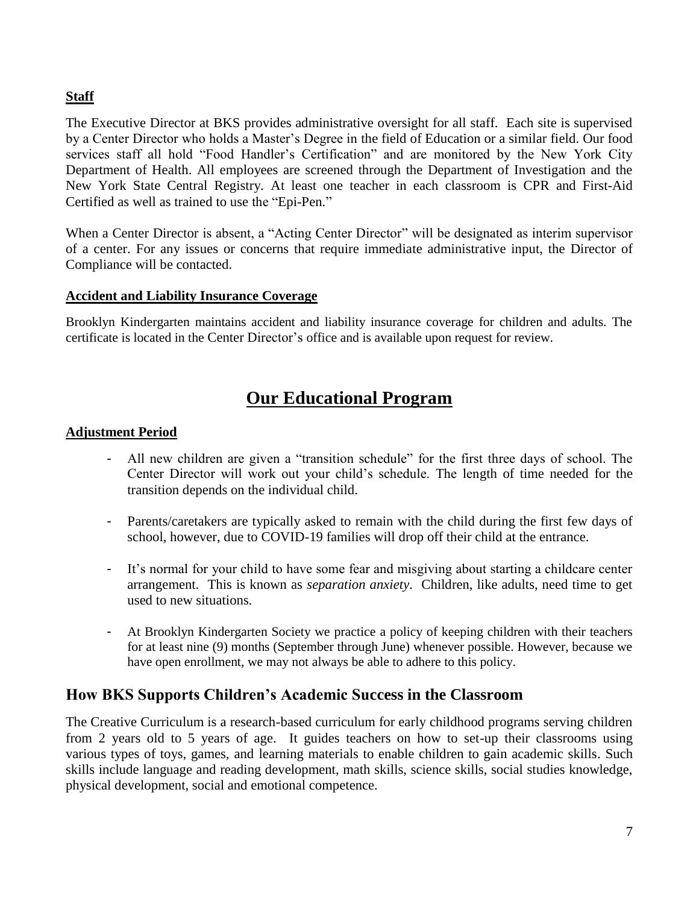**Staff**

The Executive Director at BKS provides administrative oversight for all staff. Each site is supervised by a Center Director who holds a Master's Degree in the field of Education or a similar field. Our food services staff all hold "Food Handler's Certification" and are monitored by the New York City Department of Health. All employees are screened through the Department of Investigation and the New York State Central Registry. At least one teacher in each classroom is CPR and First-Aid Certified as well as trained to use the "Epi-Pen."

When a Center Director is absent, a "Acting Center Director" will be designated as interim supervisor of a center. For any issues or concerns that require immediate administrative input, the Director of Compliance will be contacted.

**Accident and Liability Insurance Coverage**

Brooklyn Kindergarten maintains accident and liability insurance coverage for children and adults. The certificate is located in the Center Director's office and is available upon request for review.

# Our Educational Program

**Adjustment Period**

- All new children are given a "transition schedule" for the first three days of school. The Center Director will work out your child's schedule. The length of time needed for the transition depends on the individual child.
- Parents/caretakers are typically asked to remain with the child during the first few days of school, however, due to COVID-19 families will drop off their child at the entrance.
- It's normal for your child to have some fear and misgiving about starting a childcare center arrangement. This is known as *separation anxiety*. Children, like adults, need time to get used to new situations.
- At Brooklyn Kindergarten Society we practice a policy of keeping children with their teachers for at least nine (9) months (September through June) whenever possible. However, because we have open enrollment, we may not always be able to adhere to this policy.

## How BKS Supports Children's Academic Success in the Classroom

The Creative Curriculum is a research-based curriculum for early childhood programs serving children from 2 years old to 5 years of age. It guides teachers on how to set-up their classrooms using various types of toys, games, and learning materials to enable children to gain academic skills. Such skills include language and reading development, math skills, science skills, social studies knowledge, physical development, social and emotional competence.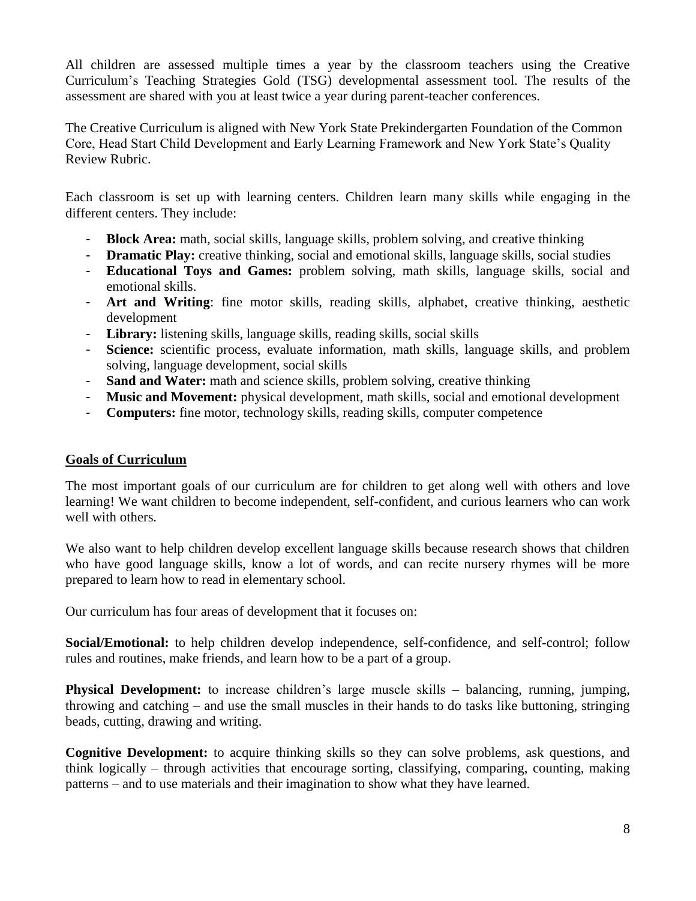All children are assessed multiple times a year by the classroom teachers using the Creative Curriculum's Teaching Strategies Gold (TSG) developmental assessment tool. The results of the assessment are shared with you at least twice a year during parent-teacher conferences.

The Creative Curriculum is aligned with New York State Prekindergarten Foundation of the Common Core, Head Start Child Development and Early Learning Framework and New York State's Quality Review Rubric.

Each classroom is set up with learning centers. Children learn many skills while engaging in the different centers. They include:

- **Block Area:** math, social skills, language skills, problem solving, and creative thinking
- **Dramatic Play:** creative thinking, social and emotional skills, language skills, social studies
- **Educational Toys and Games:** problem solving, math skills, language skills, social and emotional skills.
- **Art and Writing**: fine motor skills, reading skills, alphabet, creative thinking, aesthetic development
- **Library:** listening skills, language skills, reading skills, social skills
- **Science:** scientific process, evaluate information, math skills, language skills, and problem solving, language development, social skills
- **Sand and Water:** math and science skills, problem solving, creative thinking
- **Music and Movement:** physical development, math skills, social and emotional development
- **Computers:** fine motor, technology skills, reading skills, computer competence

## Goals of Curriculum

The most important goals of our curriculum are for children to get along well with others and love learning! We want children to become independent, self-confident, and curious learners who can work well with others.

We also want to help children develop excellent language skills because research shows that children who have good language skills, know a lot of words, and can recite nursery rhymes will be more prepared to learn how to read in elementary school.

Our curriculum has four areas of development that it focuses on:

**Social/Emotional:** to help children develop independence, self-confidence, and self-control; follow rules and routines, make friends, and learn how to be a part of a group.

**Physical Development:** to increase children's large muscle skills – balancing, running, jumping, throwing and catching – and use the small muscles in their hands to do tasks like buttoning, stringing beads, cutting, drawing and writing.

**Cognitive Development:** to acquire thinking skills so they can solve problems, ask questions, and think logically – through activities that encourage sorting, classifying, comparing, counting, making patterns – and to use materials and their imagination to show what they have learned.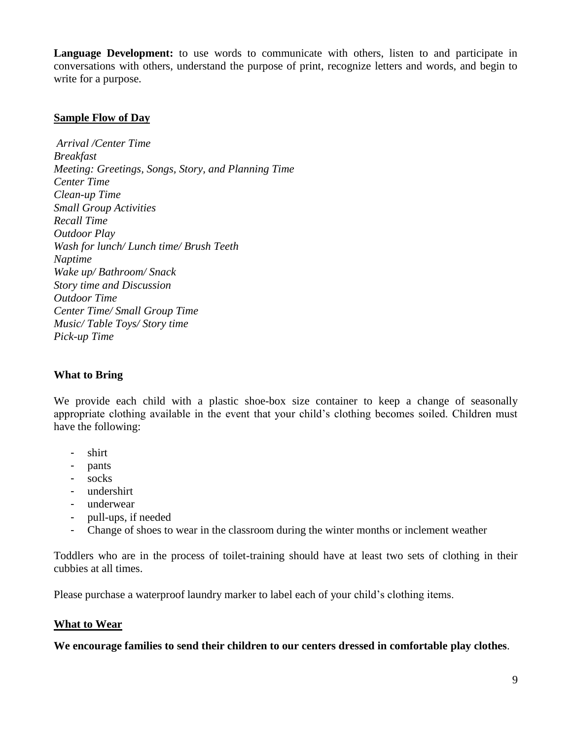**Language Development:** to use words to communicate with others, listen to and participate in conversations with others, understand the purpose of print, recognize letters and words, and begin to write for a purpose.

## Sample Flow of Day

*Arrival /Center Time*
*Breakfast*
*Meeting: Greetings, Songs, Story, and Planning Time*
*Center Time*
*Clean-up Time*
*Small Group Activities*
*Recall Time*
*Outdoor Play*
*Wash for lunch/ Lunch time/ Brush Teeth*
*Naptime*
*Wake up/ Bathroom/ Snack*
*Story time and Discussion*
*Outdoor Time*
*Center Time/ Small Group Time*
*Music/ Table Toys/ Story time*
*Pick-up Time*

## What to Bring

We provide each child with a plastic shoe-box size container to keep a change of seasonally appropriate clothing available in the event that your child's clothing becomes soiled. Children must have the following:

- shirt
- pants
- socks
- undershirt
- underwear
- pull-ups, if needed
- Change of shoes to wear in the classroom during the winter months or inclement weather

Toddlers who are in the process of toilet-training should have at least two sets of clothing in their cubbies at all times.

Please purchase a waterproof laundry marker to label each of your child's clothing items.

## What to Wear

**We encourage families to send their children to our centers dressed in comfortable play clothes**.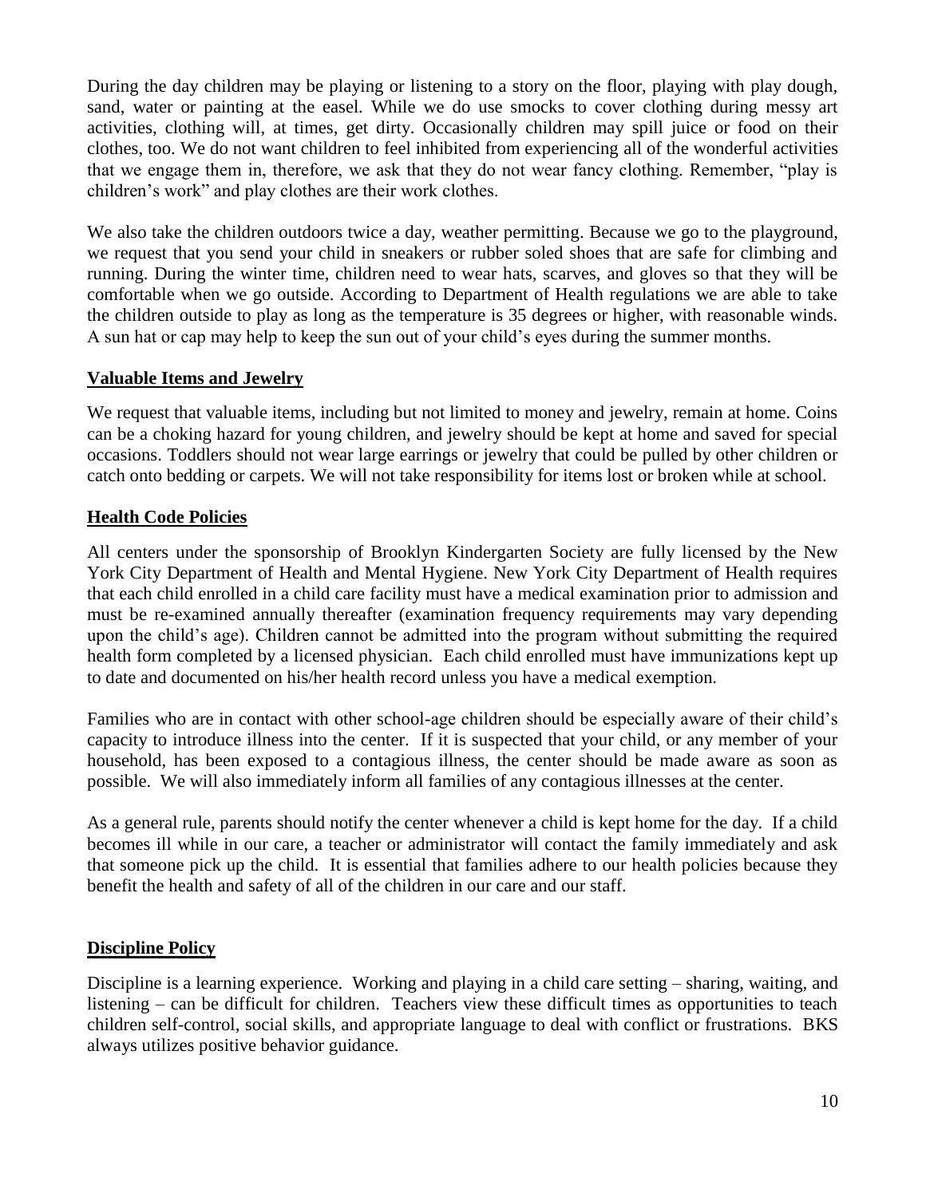During the day children may be playing or listening to a story on the floor, playing with play dough, sand, water or painting at the easel. While we do use smocks to cover clothing during messy art activities, clothing will, at times, get dirty. Occasionally children may spill juice or food on their clothes, too. We do not want children to feel inhibited from experiencing all of the wonderful activities that we engage them in, therefore, we ask that they do not wear fancy clothing. Remember, "play is children's work" and play clothes are their work clothes.

We also take the children outdoors twice a day, weather permitting. Because we go to the playground, we request that you send your child in sneakers or rubber soled shoes that are safe for climbing and running. During the winter time, children need to wear hats, scarves, and gloves so that they will be comfortable when we go outside. According to Department of Health regulations we are able to take the children outside to play as long as the temperature is 35 degrees or higher, with reasonable winds. A sun hat or cap may help to keep the sun out of your child's eyes during the summer months.

## Valuable Items and Jewelry

We request that valuable items, including but not limited to money and jewelry, remain at home. Coins can be a choking hazard for young children, and jewelry should be kept at home and saved for special occasions. Toddlers should not wear large earrings or jewelry that could be pulled by other children or catch onto bedding or carpets. We will not take responsibility for items lost or broken while at school.

## Health Code Policies

All centers under the sponsorship of Brooklyn Kindergarten Society are fully licensed by the New York City Department of Health and Mental Hygiene. New York City Department of Health requires that each child enrolled in a child care facility must have a medical examination prior to admission and must be re-examined annually thereafter (examination frequency requirements may vary depending upon the child's age). Children cannot be admitted into the program without submitting the required health form completed by a licensed physician. Each child enrolled must have immunizations kept up to date and documented on his/her health record unless you have a medical exemption.

Families who are in contact with other school-age children should be especially aware of their child's capacity to introduce illness into the center. If it is suspected that your child, or any member of your household, has been exposed to a contagious illness, the center should be made aware as soon as possible. We will also immediately inform all families of any contagious illnesses at the center.

As a general rule, parents should notify the center whenever a child is kept home for the day. If a child becomes ill while in our care, a teacher or administrator will contact the family immediately and ask that someone pick up the child. It is essential that families adhere to our health policies because they benefit the health and safety of all of the children in our care and our staff.

## Discipline Policy

Discipline is a learning experience. Working and playing in a child care setting – sharing, waiting, and listening – can be difficult for children. Teachers view these difficult times as opportunities to teach children self-control, social skills, and appropriate language to deal with conflict or frustrations. BKS always utilizes positive behavior guidance.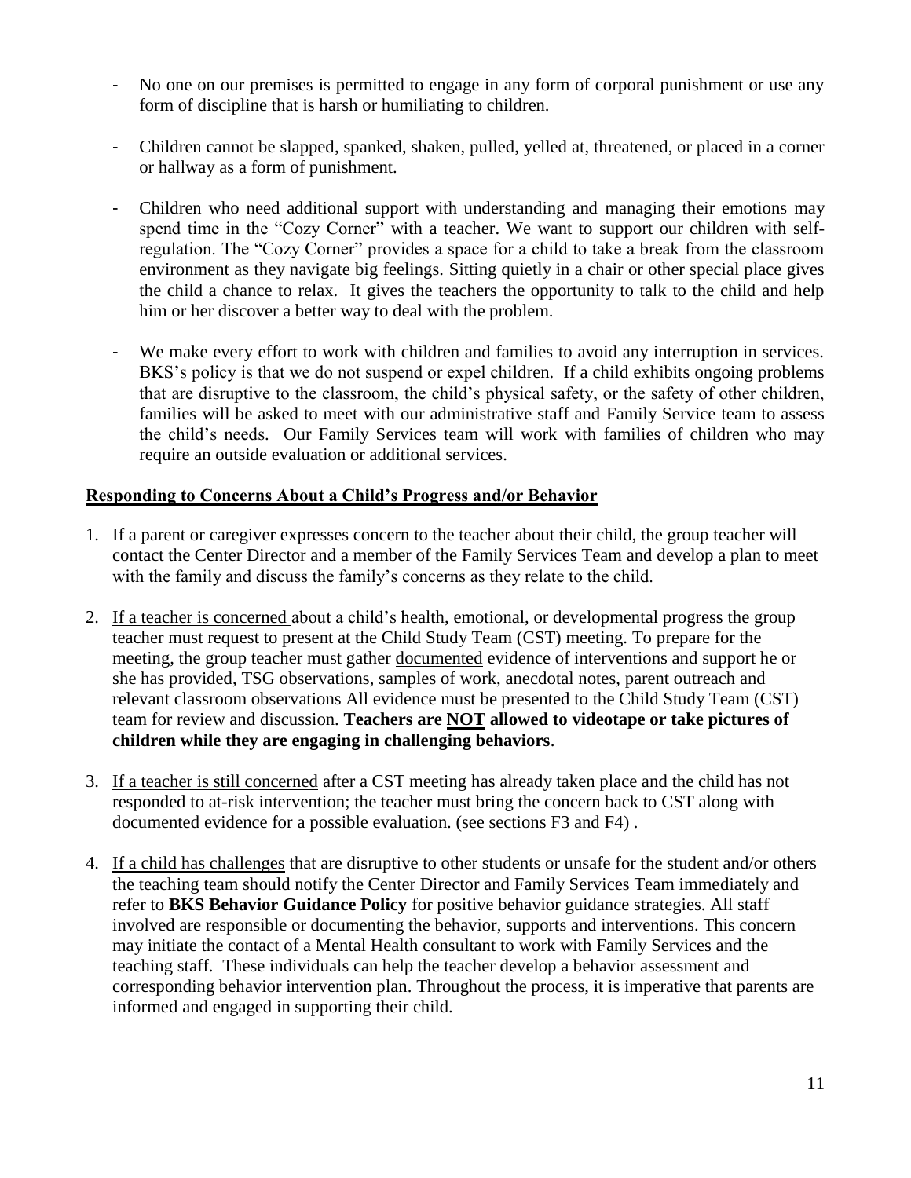- No one on our premises is permitted to engage in any form of corporal punishment or use any form of discipline that is harsh or humiliating to children.
- Children cannot be slapped, spanked, shaken, pulled, yelled at, threatened, or placed in a corner or hallway as a form of punishment.
- Children who need additional support with understanding and managing their emotions may spend time in the "Cozy Corner" with a teacher. We want to support our children with self-regulation. The "Cozy Corner" provides a space for a child to take a break from the classroom environment as they navigate big feelings. Sitting quietly in a chair or other special place gives the child a chance to relax. It gives the teachers the opportunity to talk to the child and help him or her discover a better way to deal with the problem.
- We make every effort to work with children and families to avoid any interruption in services. BKS's policy is that we do not suspend or expel children. If a child exhibits ongoing problems that are disruptive to the classroom, the child's physical safety, or the safety of other children, families will be asked to meet with our administrative staff and Family Service team to assess the child's needs. Our Family Services team will work with families of children who may require an outside evaluation or additional services.

## Responding to Concerns About a Child's Progress and/or Behavior

1. If a parent or caregiver expresses concern to the teacher about their child, the group teacher will contact the Center Director and a member of the Family Services Team and develop a plan to meet with the family and discuss the family's concerns as they relate to the child.
2. If a teacher is concerned about a child's health, emotional, or developmental progress the group teacher must request to present at the Child Study Team (CST) meeting. To prepare for the meeting, the group teacher must gather documented evidence of interventions and support he or she has provided, TSG observations, samples of work, anecdotal notes, parent outreach and relevant classroom observations All evidence must be presented to the Child Study Team (CST) team for review and discussion. **Teachers are NOT allowed to videotape or take pictures of children while they are engaging in challenging behaviors**.
3. If a teacher is still concerned after a CST meeting has already taken place and the child has not responded to at-risk intervention; the teacher must bring the concern back to CST along with documented evidence for a possible evaluation. (see sections F3 and F4) .
4. If a child has challenges that are disruptive to other students or unsafe for the student and/or others the teaching team should notify the Center Director and Family Services Team immediately and refer to **BKS Behavior Guidance Policy** for positive behavior guidance strategies. All staff involved are responsible or documenting the behavior, supports and interventions. This concern may initiate the contact of a Mental Health consultant to work with Family Services and the teaching staff. These individuals can help the teacher develop a behavior assessment and corresponding behavior intervention plan. Throughout the process, it is imperative that parents are informed and engaged in supporting their child.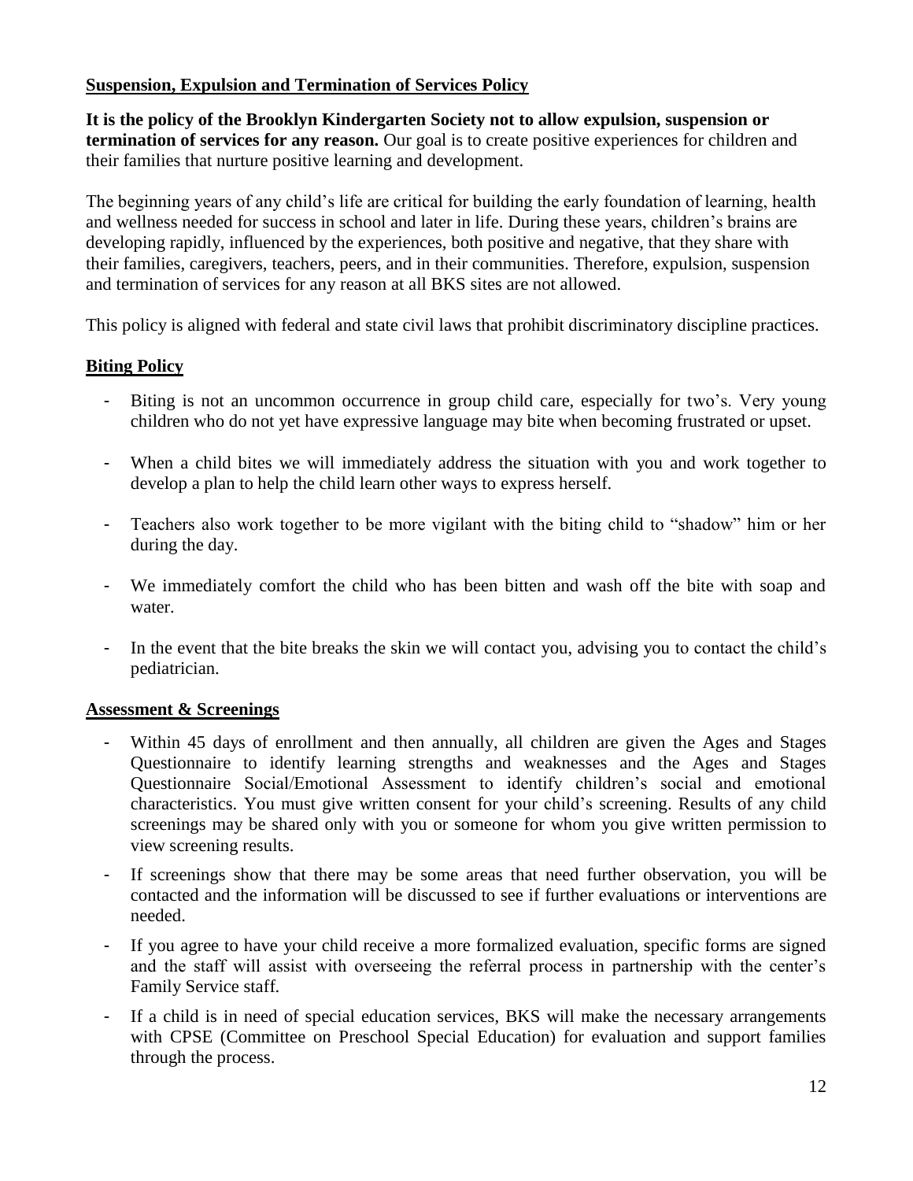## Suspension, Expulsion and Termination of Services Policy

**It is the policy of the Brooklyn Kindergarten Society not to allow expulsion, suspension or termination of services for any reason.** Our goal is to create positive experiences for children and their families that nurture positive learning and development.

The beginning years of any child's life are critical for building the early foundation of learning, health and wellness needed for success in school and later in life. During these years, children's brains are developing rapidly, influenced by the experiences, both positive and negative, that they share with their families, caregivers, teachers, peers, and in their communities. Therefore, expulsion, suspension and termination of services for any reason at all BKS sites are not allowed.

This policy is aligned with federal and state civil laws that prohibit discriminatory discipline practices.

## Biting Policy

- Biting is not an uncommon occurrence in group child care, especially for two's. Very young children who do not yet have expressive language may bite when becoming frustrated or upset.
- When a child bites we will immediately address the situation with you and work together to develop a plan to help the child learn other ways to express herself.
- Teachers also work together to be more vigilant with the biting child to "shadow" him or her during the day.
- We immediately comfort the child who has been bitten and wash off the bite with soap and water.
- In the event that the bite breaks the skin we will contact you, advising you to contact the child's pediatrician.

## Assessment & Screenings

- Within 45 days of enrollment and then annually, all children are given the Ages and Stages Questionnaire to identify learning strengths and weaknesses and the Ages and Stages Questionnaire Social/Emotional Assessment to identify children's social and emotional characteristics. You must give written consent for your child's screening. Results of any child screenings may be shared only with you or someone for whom you give written permission to view screening results.
- If screenings show that there may be some areas that need further observation, you will be contacted and the information will be discussed to see if further evaluations or interventions are needed.
- If you agree to have your child receive a more formalized evaluation, specific forms are signed and the staff will assist with overseeing the referral process in partnership with the center's Family Service staff.
- If a child is in need of special education services, BKS will make the necessary arrangements with CPSE (Committee on Preschool Special Education) for evaluation and support families through the process.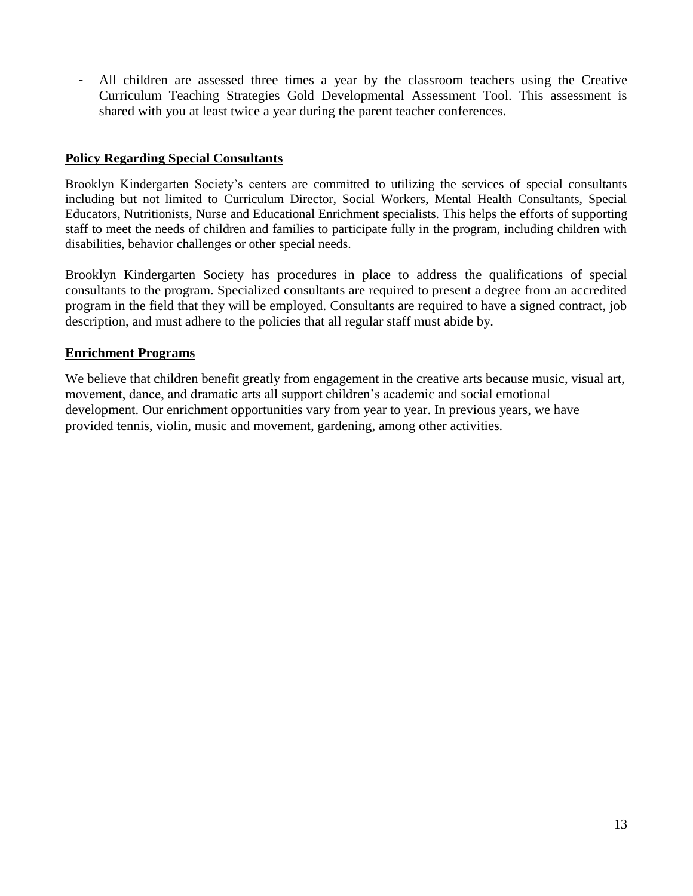- All children are assessed three times a year by the classroom teachers using the Creative Curriculum Teaching Strategies Gold Developmental Assessment Tool. This assessment is shared with you at least twice a year during the parent teacher conferences.

## Policy Regarding Special Consultants

Brooklyn Kindergarten Society's centers are committed to utilizing the services of special consultants including but not limited to Curriculum Director, Social Workers, Mental Health Consultants, Special Educators, Nutritionists, Nurse and Educational Enrichment specialists. This helps the efforts of supporting staff to meet the needs of children and families to participate fully in the program, including children with disabilities, behavior challenges or other special needs.

Brooklyn Kindergarten Society has procedures in place to address the qualifications of special consultants to the program. Specialized consultants are required to present a degree from an accredited program in the field that they will be employed. Consultants are required to have a signed contract, job description, and must adhere to the policies that all regular staff must abide by.

## Enrichment Programs

We believe that children benefit greatly from engagement in the creative arts because music, visual art, movement, dance, and dramatic arts all support children's academic and social emotional development. Our enrichment opportunities vary from year to year. In previous years, we have provided tennis, violin, music and movement, gardening, among other activities.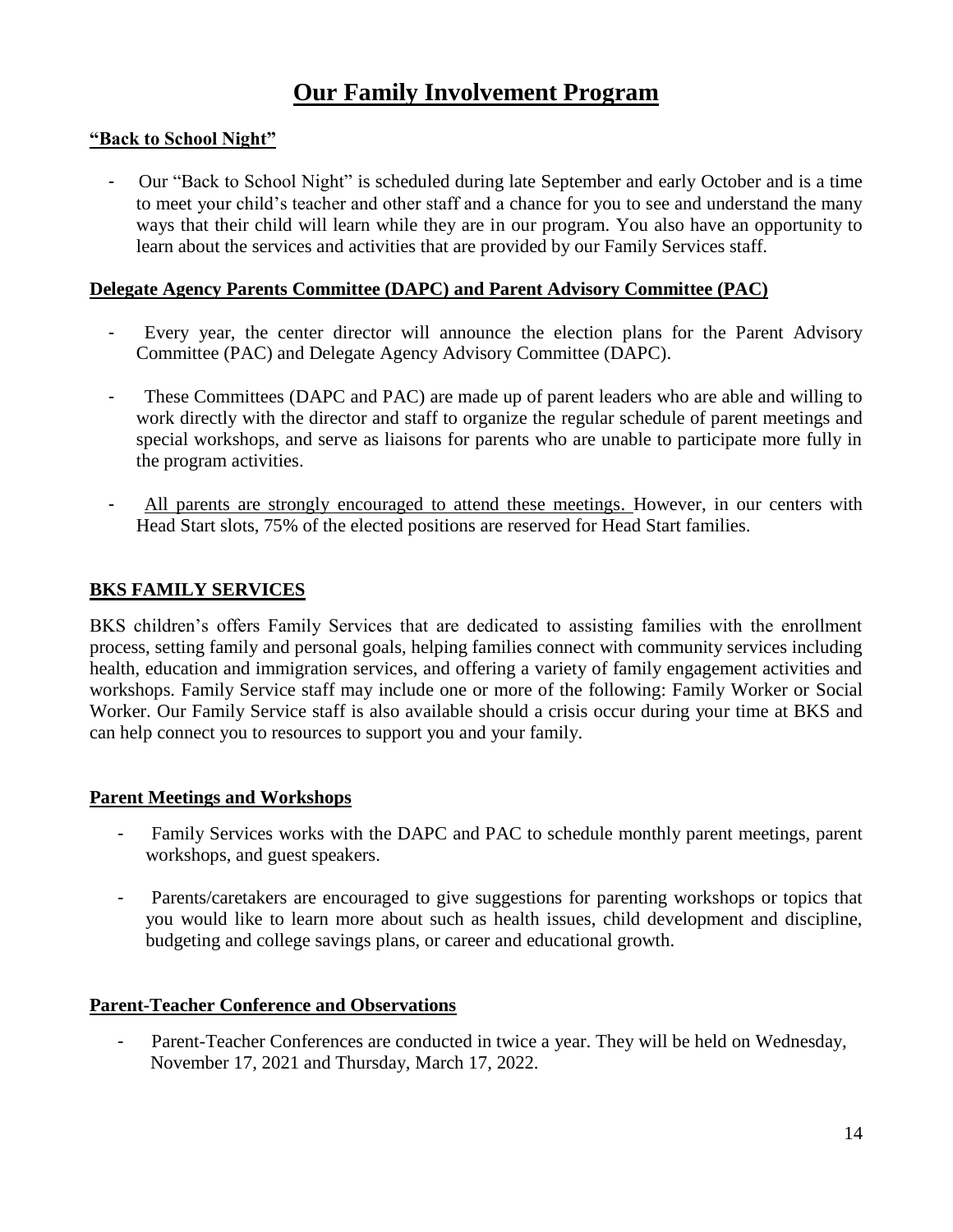# Our Family Involvement Program

**"Back to School Night"**

- Our "Back to School Night" is scheduled during late September and early October and is a time to meet your child's teacher and other staff and a chance for you to see and understand the many ways that their child will learn while they are in our program. You also have an opportunity to learn about the services and activities that are provided by our Family Services staff.

**Delegate Agency Parents Committee (DAPC) and Parent Advisory Committee (PAC)**

- Every year, the center director will announce the election plans for the Parent Advisory Committee (PAC) and Delegate Agency Advisory Committee (DAPC).
- These Committees (DAPC and PAC) are made up of parent leaders who are able and willing to work directly with the director and staff to organize the regular schedule of parent meetings and special workshops, and serve as liaisons for parents who are unable to participate more fully in the program activities.
- <u>All parents are strongly encouraged to attend these meetings.</u> However, in our centers with Head Start slots, 75% of the elected positions are reserved for Head Start families.

**BKS FAMILY SERVICES**

BKS children's offers Family Services that are dedicated to assisting families with the enrollment process, setting family and personal goals, helping families connect with community services including health, education and immigration services, and offering a variety of family engagement activities and workshops. Family Service staff may include one or more of the following: Family Worker or Social Worker. Our Family Service staff is also available should a crisis occur during your time at BKS and can help connect you to resources to support you and your family.

**Parent Meetings and Workshops**

- Family Services works with the DAPC and PAC to schedule monthly parent meetings, parent workshops, and guest speakers.
- Parents/caretakers are encouraged to give suggestions for parenting workshops or topics that you would like to learn more about such as health issues, child development and discipline, budgeting and college savings plans, or career and educational growth.

**Parent-Teacher Conference and Observations**

- Parent-Teacher Conferences are conducted in twice a year. They will be held on Wednesday, November 17, 2021 and Thursday, March 17, 2022.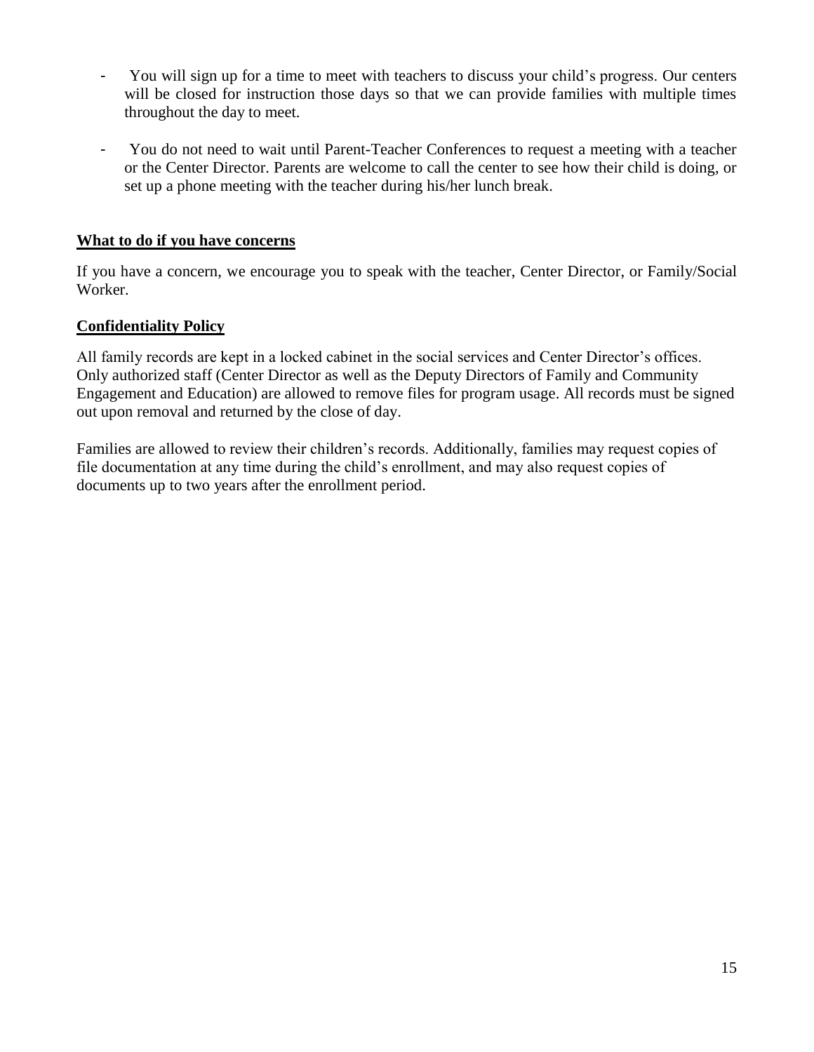- You will sign up for a time to meet with teachers to discuss your child's progress. Our centers will be closed for instruction those days so that we can provide families with multiple times throughout the day to meet.
- You do not need to wait until Parent-Teacher Conferences to request a meeting with a teacher or the Center Director. Parents are welcome to call the center to see how their child is doing, or set up a phone meeting with the teacher during his/her lunch break.

## What to do if you have concerns

If you have a concern, we encourage you to speak with the teacher, Center Director, or Family/Social Worker.

## Confidentiality Policy

All family records are kept in a locked cabinet in the social services and Center Director's offices. Only authorized staff (Center Director as well as the Deputy Directors of Family and Community Engagement and Education) are allowed to remove files for program usage. All records must be signed out upon removal and returned by the close of day.

Families are allowed to review their children's records. Additionally, families may request copies of file documentation at any time during the child's enrollment, and may also request copies of documents up to two years after the enrollment period.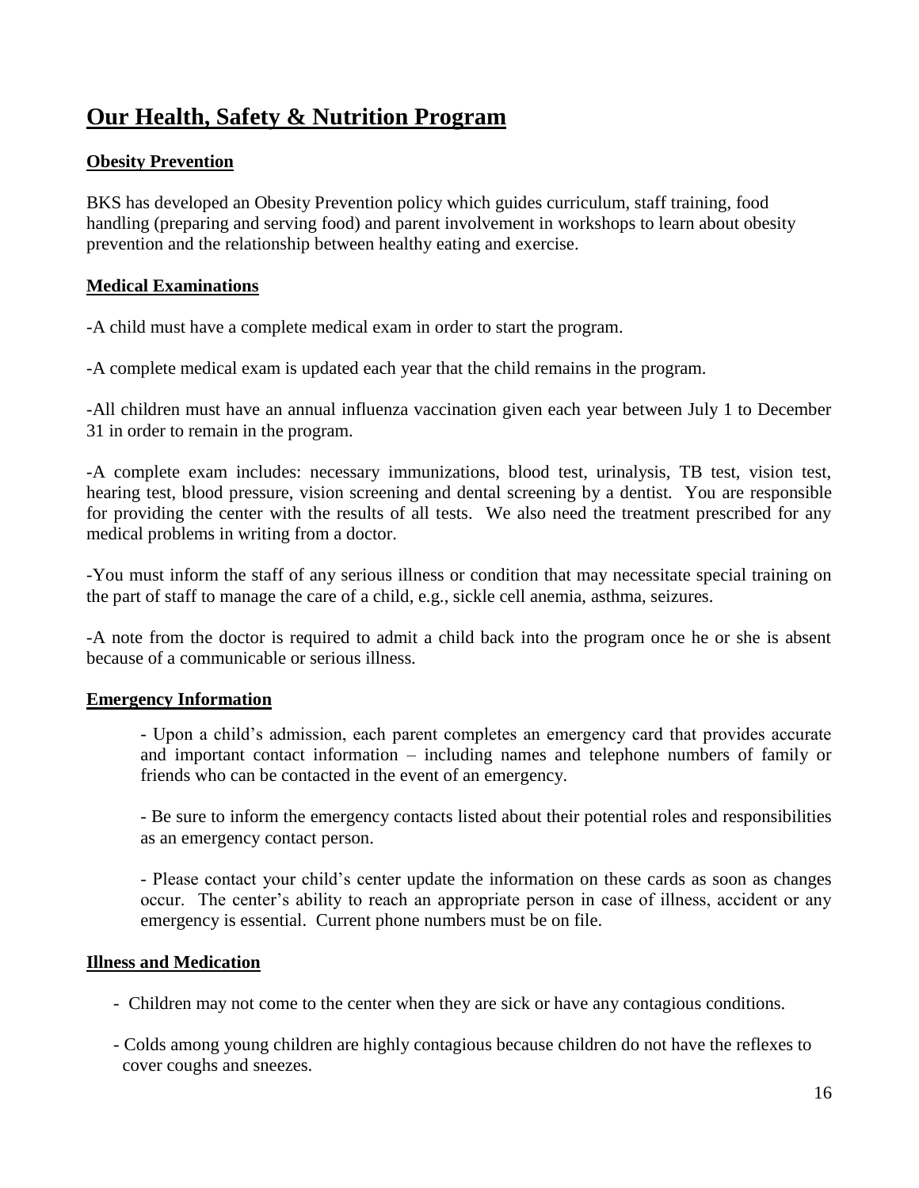# Our Health, Safety & Nutrition Program

## Obesity Prevention

BKS has developed an Obesity Prevention policy which guides curriculum, staff training, food handling (preparing and serving food) and parent involvement in workshops to learn about obesity prevention and the relationship between healthy eating and exercise.

## Medical Examinations

-A child must have a complete medical exam in order to start the program.

-A complete medical exam is updated each year that the child remains in the program.

-All children must have an annual influenza vaccination given each year between July 1 to December 31 in order to remain in the program.

-A complete exam includes: necessary immunizations, blood test, urinalysis, TB test, vision test, hearing test, blood pressure, vision screening and dental screening by a dentist. You are responsible for providing the center with the results of all tests. We also need the treatment prescribed for any medical problems in writing from a doctor.

-You must inform the staff of any serious illness or condition that may necessitate special training on the part of staff to manage the care of a child, e.g., sickle cell anemia, asthma, seizures.

-A note from the doctor is required to admit a child back into the program once he or she is absent because of a communicable or serious illness.

## Emergency Information

- Upon a child's admission, each parent completes an emergency card that provides accurate and important contact information – including names and telephone numbers of family or friends who can be contacted in the event of an emergency.

- Be sure to inform the emergency contacts listed about their potential roles and responsibilities as an emergency contact person.

- Please contact your child's center update the information on these cards as soon as changes occur. The center's ability to reach an appropriate person in case of illness, accident or any emergency is essential. Current phone numbers must be on file.

## Illness and Medication

- Children may not come to the center when they are sick or have any contagious conditions.

- Colds among young children are highly contagious because children do not have the reflexes to cover coughs and sneezes.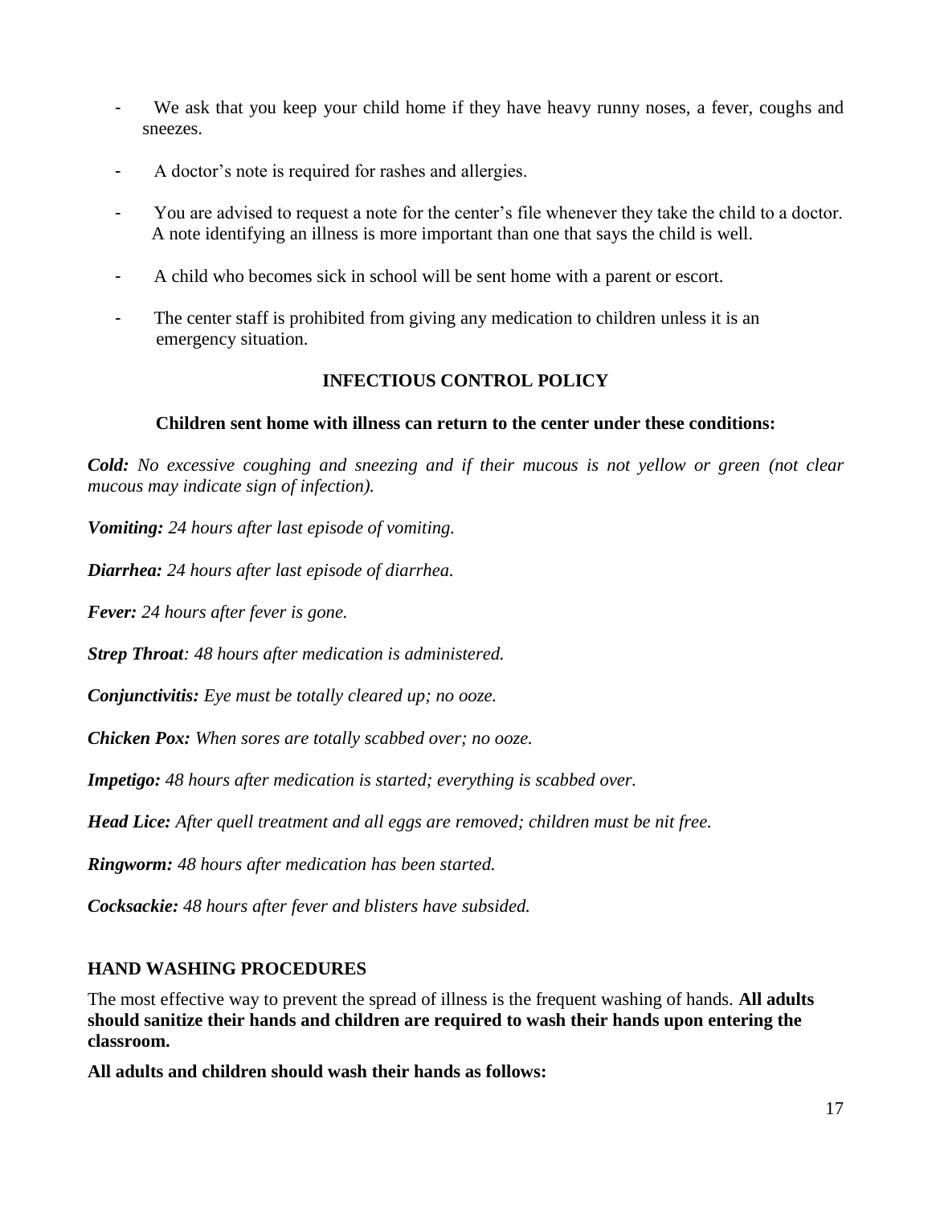- We ask that you keep your child home if they have heavy runny noses, a fever, coughs and sneezes.
- A doctor's note is required for rashes and allergies.
- You are advised to request a note for the center's file whenever they take the child to a doctor. A note identifying an illness is more important than one that says the child is well.
- A child who becomes sick in school will be sent home with a parent or escort.
- The center staff is prohibited from giving any medication to children unless it is an emergency situation.

## INFECTIOUS CONTROL POLICY

### Children sent home with illness can return to the center under these conditions:

***Cold:*** *No excessive coughing and sneezing and if their mucous is not yellow or green (not clear mucous may indicate sign of infection).*

***Vomiting:*** *24 hours after last episode of vomiting.*

***Diarrhea:*** *24 hours after last episode of diarrhea.*

***Fever:*** *24 hours after fever is gone.*

***Strep Throat****: 48 hours after medication is administered.*

***Conjunctivitis:*** *Eye must be totally cleared up; no ooze.*

***Chicken Pox:*** *When sores are totally scabbed over; no ooze.*

***Impetigo:*** *48 hours after medication is started; everything is scabbed over.*

***Head Lice:*** *After quell treatment and all eggs are removed; children must be nit free.*

***Ringworm:*** *48 hours after medication has been started.*

***Cocksackie:*** *48 hours after fever and blisters have subsided.*

## HAND WASHING PROCEDURES

The most effective way to prevent the spread of illness is the frequent washing of hands. **All adults should sanitize their hands and children are required to wash their hands upon entering the classroom.**

**All adults and children should wash their hands as follows:**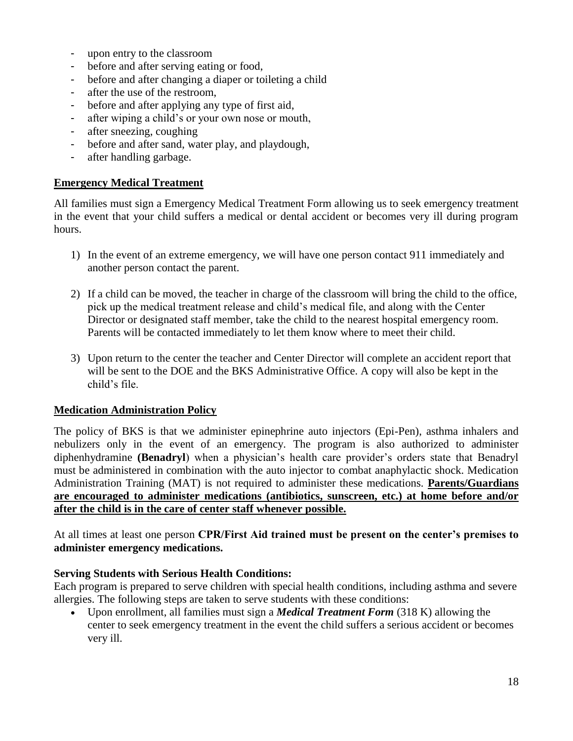- upon entry to the classroom
- before and after serving eating or food,
- before and after changing a diaper or toileting a child
- after the use of the restroom,
- before and after applying any type of first aid,
- after wiping a child's or your own nose or mouth,
- after sneezing, coughing
- before and after sand, water play, and playdough,
- after handling garbage.

## Emergency Medical Treatment

All families must sign a Emergency Medical Treatment Form allowing us to seek emergency treatment in the event that your child suffers a medical or dental accident or becomes very ill during program hours.

1) In the event of an extreme emergency, we will have one person contact 911 immediately and another person contact the parent.

2) If a child can be moved, the teacher in charge of the classroom will bring the child to the office, pick up the medical treatment release and child's medical file, and along with the Center Director or designated staff member, take the child to the nearest hospital emergency room. Parents will be contacted immediately to let them know where to meet their child.

3) Upon return to the center the teacher and Center Director will complete an accident report that will be sent to the DOE and the BKS Administrative Office. A copy will also be kept in the child's file.

## Medication Administration Policy

The policy of BKS is that we administer epinephrine auto injectors (Epi-Pen), asthma inhalers and nebulizers only in the event of an emergency. The program is also authorized to administer diphenhydramine **(Benadryl**) when a physician's health care provider's orders state that Benadryl must be administered in combination with the auto injector to combat anaphylactic shock. Medication Administration Training (MAT) is not required to administer these medications. **Parents/Guardians are encouraged to administer medications (antibiotics, sunscreen, etc.) at home before and/or after the child is in the care of center staff whenever possible.**

At all times at least one person **CPR/First Aid trained must be present on the center's premises to administer emergency medications.**

**Serving Students with Serious Health Conditions:**
Each program is prepared to serve children with special health conditions, including asthma and severe allergies. The following steps are taken to serve students with these conditions:

- Upon enrollment, all families must sign a ***Medical Treatment Form*** (318 K) allowing the center to seek emergency treatment in the event the child suffers a serious accident or becomes very ill.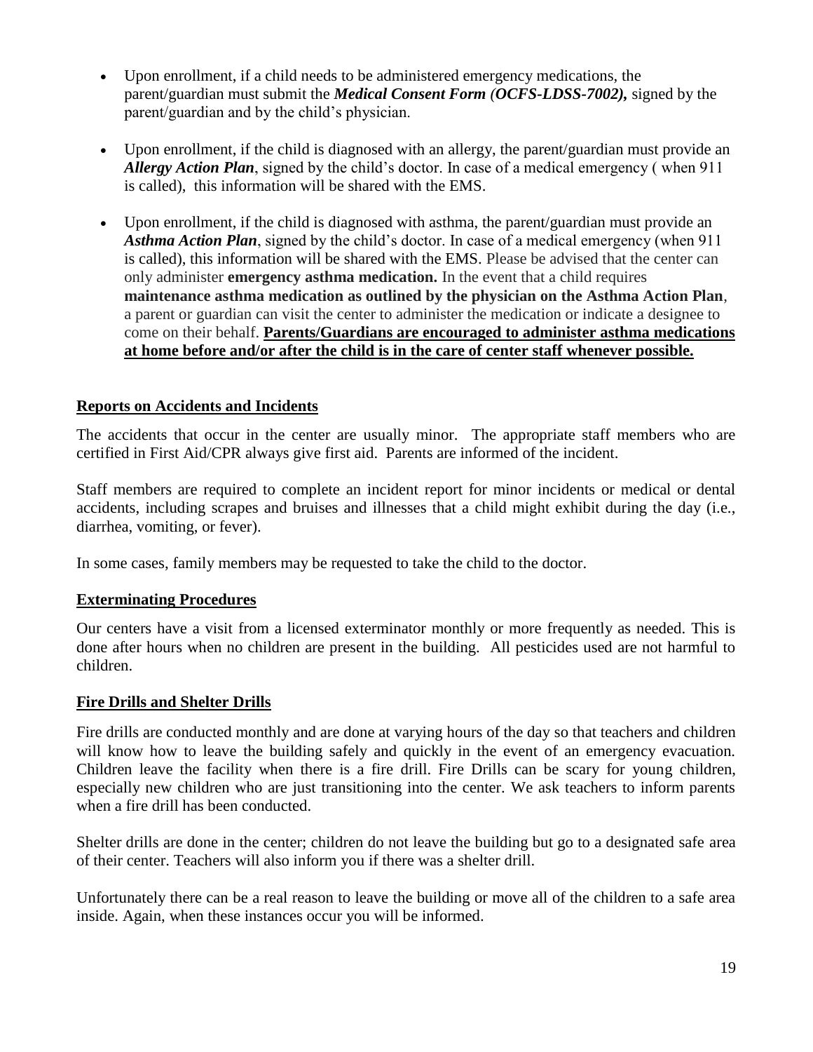- Upon enrollment, if a child needs to be administered emergency medications, the parent/guardian must submit the ***Medical Consent Form (OCFS-LDSS-7002),*** signed by the parent/guardian and by the child's physician.

- Upon enrollment, if the child is diagnosed with an allergy, the parent/guardian must provide an ***Allergy Action Plan***, signed by the child's doctor. In case of a medical emergency ( when 911 is called), this information will be shared with the EMS.

- Upon enrollment, if the child is diagnosed with asthma, the parent/guardian must provide an ***Asthma Action Plan***, signed by the child's doctor. In case of a medical emergency (when 911 is called), this information will be shared with the EMS. Please be advised that the center can only administer **emergency asthma medication.** In the event that a child requires **maintenance asthma medication as outlined by the physician on the Asthma Action Plan**, a parent or guardian can visit the center to administer the medication or indicate a designee to come on their behalf. <u>**Parents/Guardians are encouraged to administer asthma medications at home before and/or after the child is in the care of center staff whenever possible.**</u>

## <u>Reports on Accidents and Incidents</u>

The accidents that occur in the center are usually minor. The appropriate staff members who are certified in First Aid/CPR always give first aid. Parents are informed of the incident.

Staff members are required to complete an incident report for minor incidents or medical or dental accidents, including scrapes and bruises and illnesses that a child might exhibit during the day (i.e., diarrhea, vomiting, or fever).

In some cases, family members may be requested to take the child to the doctor.

## <u>Exterminating Procedures</u>

Our centers have a visit from a licensed exterminator monthly or more frequently as needed. This is done after hours when no children are present in the building. All pesticides used are not harmful to children.

## <u>Fire Drills and Shelter Drills</u>

Fire drills are conducted monthly and are done at varying hours of the day so that teachers and children will know how to leave the building safely and quickly in the event of an emergency evacuation. Children leave the facility when there is a fire drill. Fire Drills can be scary for young children, especially new children who are just transitioning into the center. We ask teachers to inform parents when a fire drill has been conducted.

Shelter drills are done in the center; children do not leave the building but go to a designated safe area of their center. Teachers will also inform you if there was a shelter drill.

Unfortunately there can be a real reason to leave the building or move all of the children to a safe area inside. Again, when these instances occur you will be informed.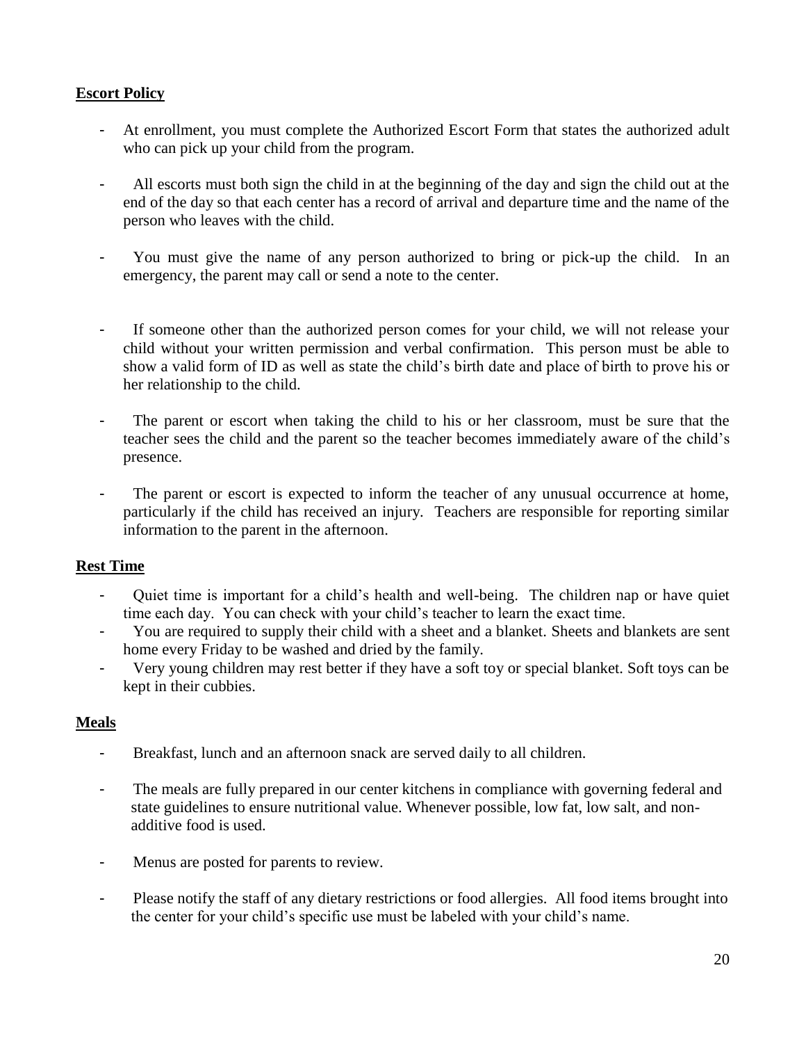**Escort Policy**

- At enrollment, you must complete the Authorized Escort Form that states the authorized adult who can pick up your child from the program.

- All escorts must both sign the child in at the beginning of the day and sign the child out at the end of the day so that each center has a record of arrival and departure time and the name of the person who leaves with the child.

- You must give the name of any person authorized to bring or pick-up the child. In an emergency, the parent may call or send a note to the center.

- If someone other than the authorized person comes for your child, we will not release your child without your written permission and verbal confirmation. This person must be able to show a valid form of ID as well as state the child's birth date and place of birth to prove his or her relationship to the child.

- The parent or escort when taking the child to his or her classroom, must be sure that the teacher sees the child and the parent so the teacher becomes immediately aware of the child's presence.

- The parent or escort is expected to inform the teacher of any unusual occurrence at home, particularly if the child has received an injury. Teachers are responsible for reporting similar information to the parent in the afternoon.

**Rest Time**

- Quiet time is important for a child's health and well-being. The children nap or have quiet time each day. You can check with your child's teacher to learn the exact time.
- You are required to supply their child with a sheet and a blanket. Sheets and blankets are sent home every Friday to be washed and dried by the family.
- Very young children may rest better if they have a soft toy or special blanket. Soft toys can be kept in their cubbies.

**Meals**

- Breakfast, lunch and an afternoon snack are served daily to all children.

- The meals are fully prepared in our center kitchens in compliance with governing federal and state guidelines to ensure nutritional value. Whenever possible, low fat, low salt, and non-additive food is used.

- Menus are posted for parents to review.

- Please notify the staff of any dietary restrictions or food allergies. All food items brought into the center for your child's specific use must be labeled with your child's name.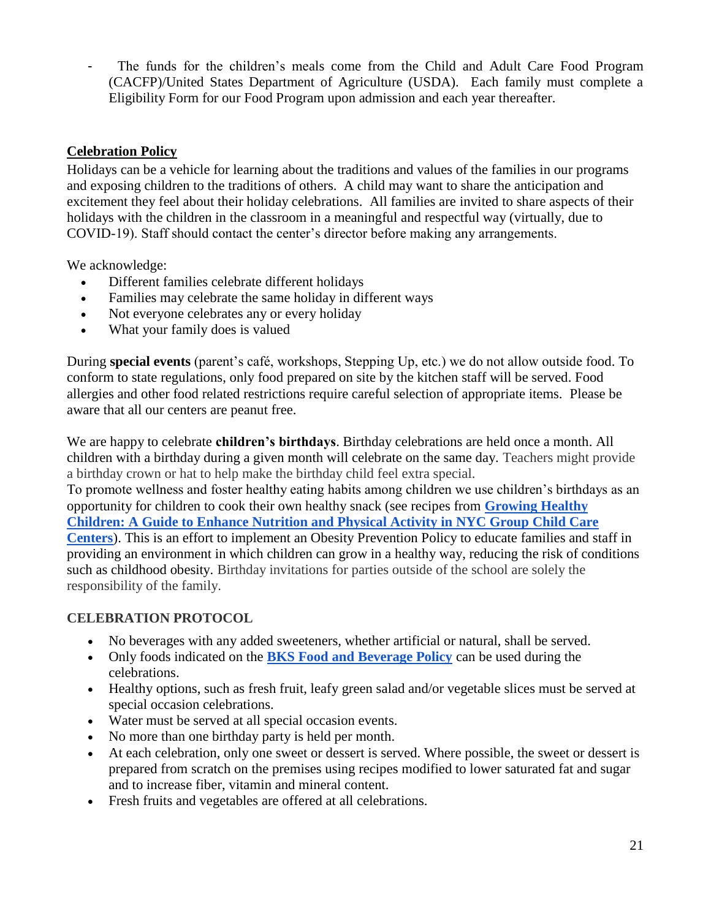- The funds for the children's meals come from the Child and Adult Care Food Program (CACFP)/United States Department of Agriculture (USDA). Each family must complete a Eligibility Form for our Food Program upon admission and each year thereafter.

## Celebration Policy

Holidays can be a vehicle for learning about the traditions and values of the families in our programs and exposing children to the traditions of others. A child may want to share the anticipation and excitement they feel about their holiday celebrations. All families are invited to share aspects of their holidays with the children in the classroom in a meaningful and respectful way (virtually, due to COVID-19). Staff should contact the center's director before making any arrangements.

We acknowledge:

- Different families celebrate different holidays
- Families may celebrate the same holiday in different ways
- Not everyone celebrates any or every holiday
- What your family does is valued

During **special events** (parent's café, workshops, Stepping Up, etc.) we do not allow outside food. To conform to state regulations, only food prepared on site by the kitchen staff will be served. Food allergies and other food related restrictions require careful selection of appropriate items. Please be aware that all our centers are peanut free.

We are happy to celebrate **children's birthdays**. Birthday celebrations are held once a month. All children with a birthday during a given month will celebrate on the same day. Teachers might provide a birthday crown or hat to help make the birthday child feel extra special.
To promote wellness and foster healthy eating habits among children we use children's birthdays as an opportunity for children to cook their own healthy snack (see recipes from **Growing Healthy Children: A Guide to Enhance Nutrition and Physical Activity in NYC Group Child Care Centers**). This is an effort to implement an Obesity Prevention Policy to educate families and staff in providing an environment in which children can grow in a healthy way, reducing the risk of conditions such as childhood obesity. Birthday invitations for parties outside of the school are solely the responsibility of the family.

### CELEBRATION PROTOCOL

- No beverages with any added sweeteners, whether artificial or natural, shall be served.
- Only foods indicated on the **BKS Food and Beverage Policy** can be used during the celebrations.
- Healthy options, such as fresh fruit, leafy green salad and/or vegetable slices must be served at special occasion celebrations.
- Water must be served at all special occasion events.
- No more than one birthday party is held per month.
- At each celebration, only one sweet or dessert is served. Where possible, the sweet or dessert is prepared from scratch on the premises using recipes modified to lower saturated fat and sugar and to increase fiber, vitamin and mineral content.
- Fresh fruits and vegetables are offered at all celebrations.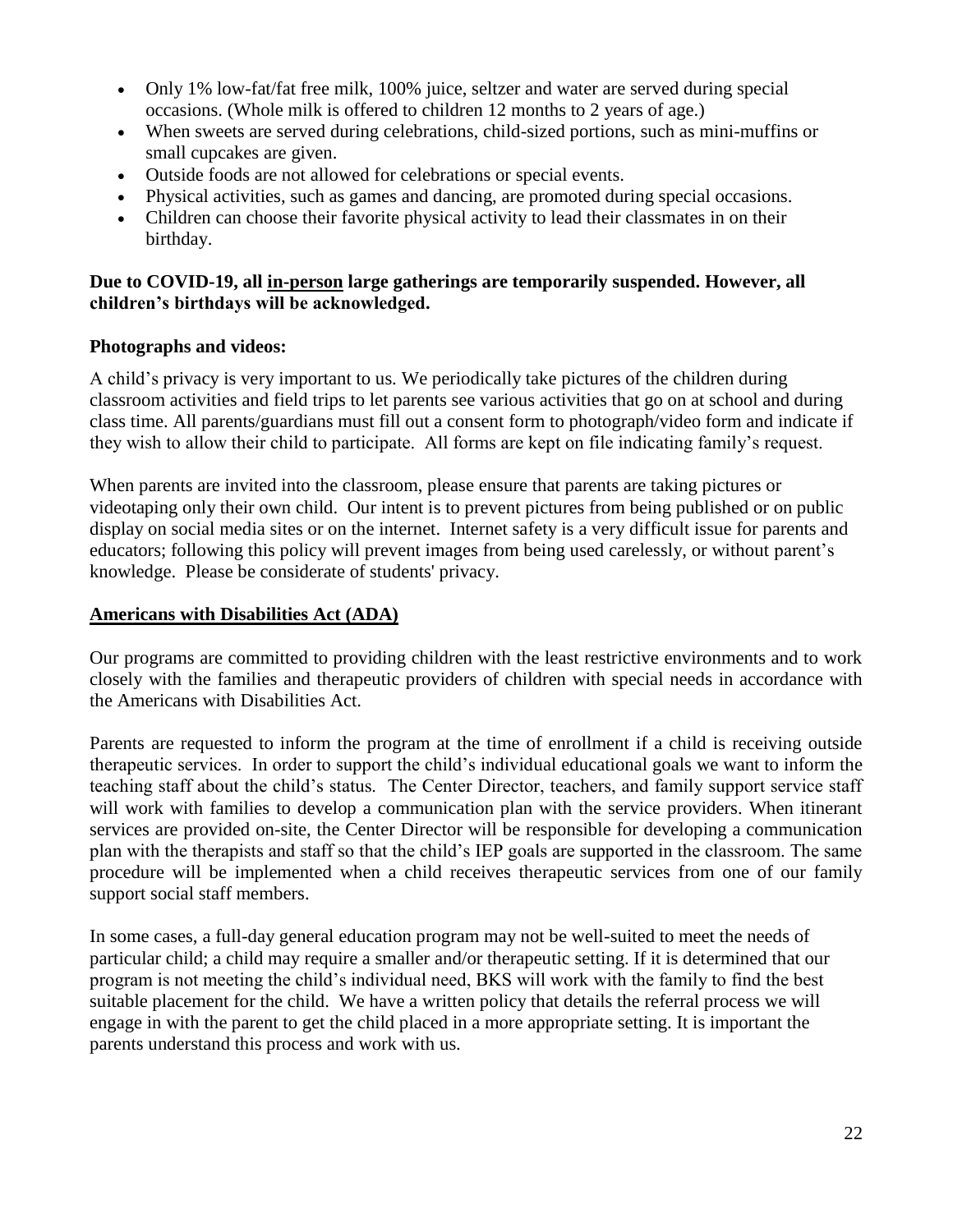- Only 1% low-fat/fat free milk, 100% juice, seltzer and water are served during special occasions. (Whole milk is offered to children 12 months to 2 years of age.)
- When sweets are served during celebrations, child-sized portions, such as mini-muffins or small cupcakes are given.
- Outside foods are not allowed for celebrations or special events.
- Physical activities, such as games and dancing, are promoted during special occasions.
- Children can choose their favorite physical activity to lead their classmates in on their birthday.

**Due to COVID-19, all <u>in-person</u> large gatherings are temporarily suspended. However, all children's birthdays will be acknowledged.**

**Photographs and videos:**

A child's privacy is very important to us. We periodically take pictures of the children during classroom activities and field trips to let parents see various activities that go on at school and during class time. All parents/guardians must fill out a consent form to photograph/video form and indicate if they wish to allow their child to participate. All forms are kept on file indicating family's request.

When parents are invited into the classroom, please ensure that parents are taking pictures or videotaping only their own child. Our intent is to prevent pictures from being published or on public display on social media sites or on the internet. Internet safety is a very difficult issue for parents and educators; following this policy will prevent images from being used carelessly, or without parent's knowledge. Please be considerate of students' privacy.

## <u>Americans with Disabilities Act (ADA)</u>

Our programs are committed to providing children with the least restrictive environments and to work closely with the families and therapeutic providers of children with special needs in accordance with the Americans with Disabilities Act.

Parents are requested to inform the program at the time of enrollment if a child is receiving outside therapeutic services. In order to support the child's individual educational goals we want to inform the teaching staff about the child's status. The Center Director, teachers, and family support service staff will work with families to develop a communication plan with the service providers. When itinerant services are provided on-site, the Center Director will be responsible for developing a communication plan with the therapists and staff so that the child's IEP goals are supported in the classroom. The same procedure will be implemented when a child receives therapeutic services from one of our family support social staff members.

In some cases, a full-day general education program may not be well-suited to meet the needs of particular child; a child may require a smaller and/or therapeutic setting. If it is determined that our program is not meeting the child's individual need, BKS will work with the family to find the best suitable placement for the child. We have a written policy that details the referral process we will engage in with the parent to get the child placed in a more appropriate setting. It is important the parents understand this process and work with us.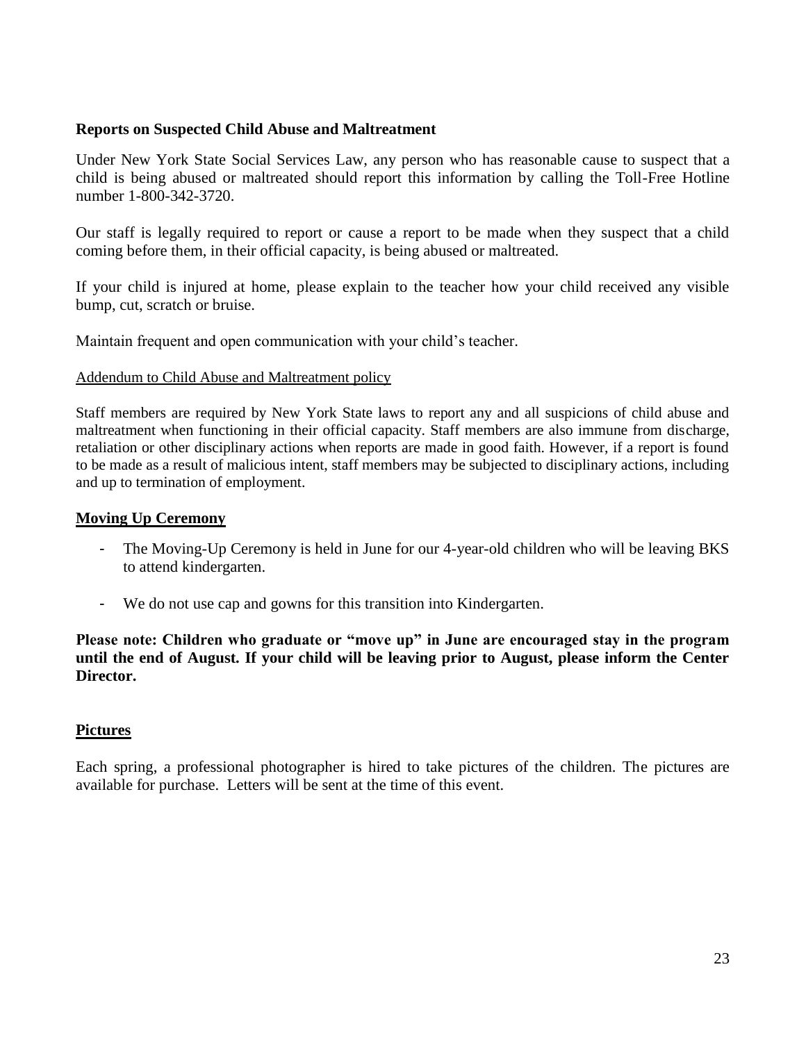**Reports on Suspected Child Abuse and Maltreatment**

Under New York State Social Services Law, any person who has reasonable cause to suspect that a child is being abused or maltreated should report this information by calling the Toll-Free Hotline number 1-800-342-3720.

Our staff is legally required to report or cause a report to be made when they suspect that a child coming before them, in their official capacity, is being abused or maltreated.

If your child is injured at home, please explain to the teacher how your child received any visible bump, cut, scratch or bruise.

Maintain frequent and open communication with your child's teacher.

<u>Addendum to Child Abuse and Maltreatment policy</u>

Staff members are required by New York State laws to report any and all suspicions of child abuse and maltreatment when functioning in their official capacity. Staff members are also immune from discharge, retaliation or other disciplinary actions when reports are made in good faith. However, if a report is found to be made as a result of malicious intent, staff members may be subjected to disciplinary actions, including and up to termination of employment.

## Moving Up Ceremony

- The Moving-Up Ceremony is held in June for our 4-year-old children who will be leaving BKS to attend kindergarten.
- We do not use cap and gowns for this transition into Kindergarten.

**Please note: Children who graduate or "move up" in June are encouraged stay in the program until the end of August. If your child will be leaving prior to August, please inform the Center Director.**

## Pictures

Each spring, a professional photographer is hired to take pictures of the children. The pictures are available for purchase. Letters will be sent at the time of this event.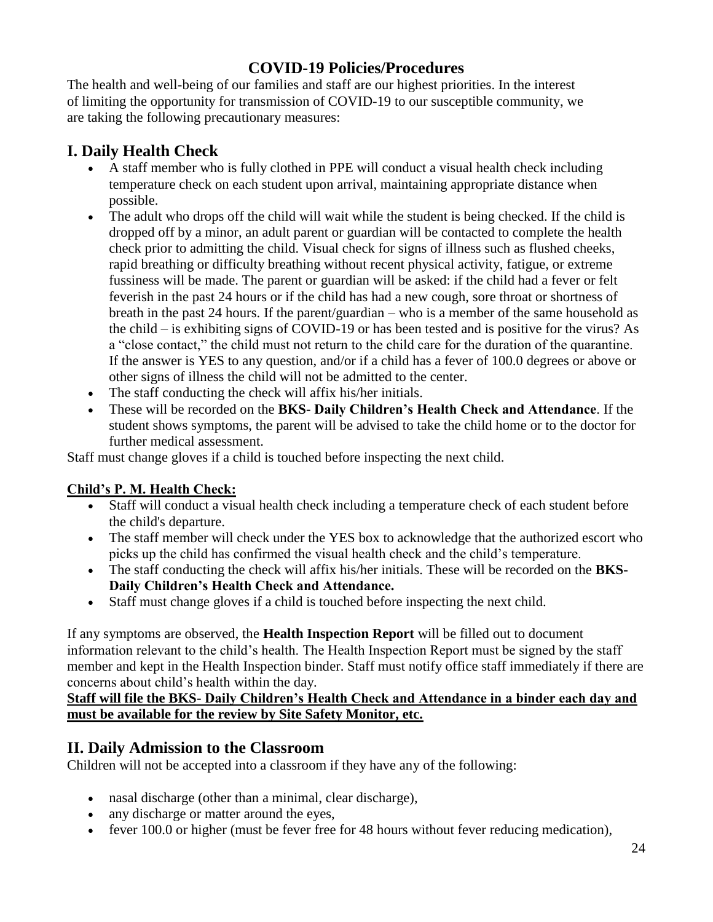## COVID-19 Policies/Procedures

The health and well-being of our families and staff are our highest priorities. In the interest of limiting the opportunity for transmission of COVID-19 to our susceptible community, we are taking the following precautionary measures:

## I. Daily Health Check

- A staff member who is fully clothed in PPE will conduct a visual health check including temperature check on each student upon arrival, maintaining appropriate distance when possible.
- The adult who drops off the child will wait while the student is being checked. If the child is dropped off by a minor, an adult parent or guardian will be contacted to complete the health check prior to admitting the child. Visual check for signs of illness such as flushed cheeks, rapid breathing or difficulty breathing without recent physical activity, fatigue, or extreme fussiness will be made. The parent or guardian will be asked: if the child had a fever or felt feverish in the past 24 hours or if the child has had a new cough, sore throat or shortness of breath in the past 24 hours. If the parent/guardian – who is a member of the same household as the child – is exhibiting signs of COVID-19 or has been tested and is positive for the virus? As a "close contact," the child must not return to the child care for the duration of the quarantine. If the answer is YES to any question, and/or if a child has a fever of 100.0 degrees or above or other signs of illness the child will not be admitted to the center.
- The staff conducting the check will affix his/her initials.
- These will be recorded on the **BKS- Daily Children's Health Check and Attendance**. If the student shows symptoms, the parent will be advised to take the child home or to the doctor for further medical assessment.

Staff must change gloves if a child is touched before inspecting the next child.

**Child's P. M. Health Check:**

- Staff will conduct a visual health check including a temperature check of each student before the child's departure.
- The staff member will check under the YES box to acknowledge that the authorized escort who picks up the child has confirmed the visual health check and the child's temperature.
- The staff conducting the check will affix his/her initials. These will be recorded on the **BKS- Daily Children's Health Check and Attendance.**
- Staff must change gloves if a child is touched before inspecting the next child.

If any symptoms are observed, the **Health Inspection Report** will be filled out to document information relevant to the child's health. The Health Inspection Report must be signed by the staff member and kept in the Health Inspection binder. Staff must notify office staff immediately if there are concerns about child's health within the day.

**Staff will file the BKS- Daily Children's Health Check and Attendance in a binder each day and must be available for the review by Site Safety Monitor, etc.**

## II. Daily Admission to the Classroom

Children will not be accepted into a classroom if they have any of the following:

- nasal discharge (other than a minimal, clear discharge),
- any discharge or matter around the eyes,
- fever 100.0 or higher (must be fever free for 48 hours without fever reducing medication),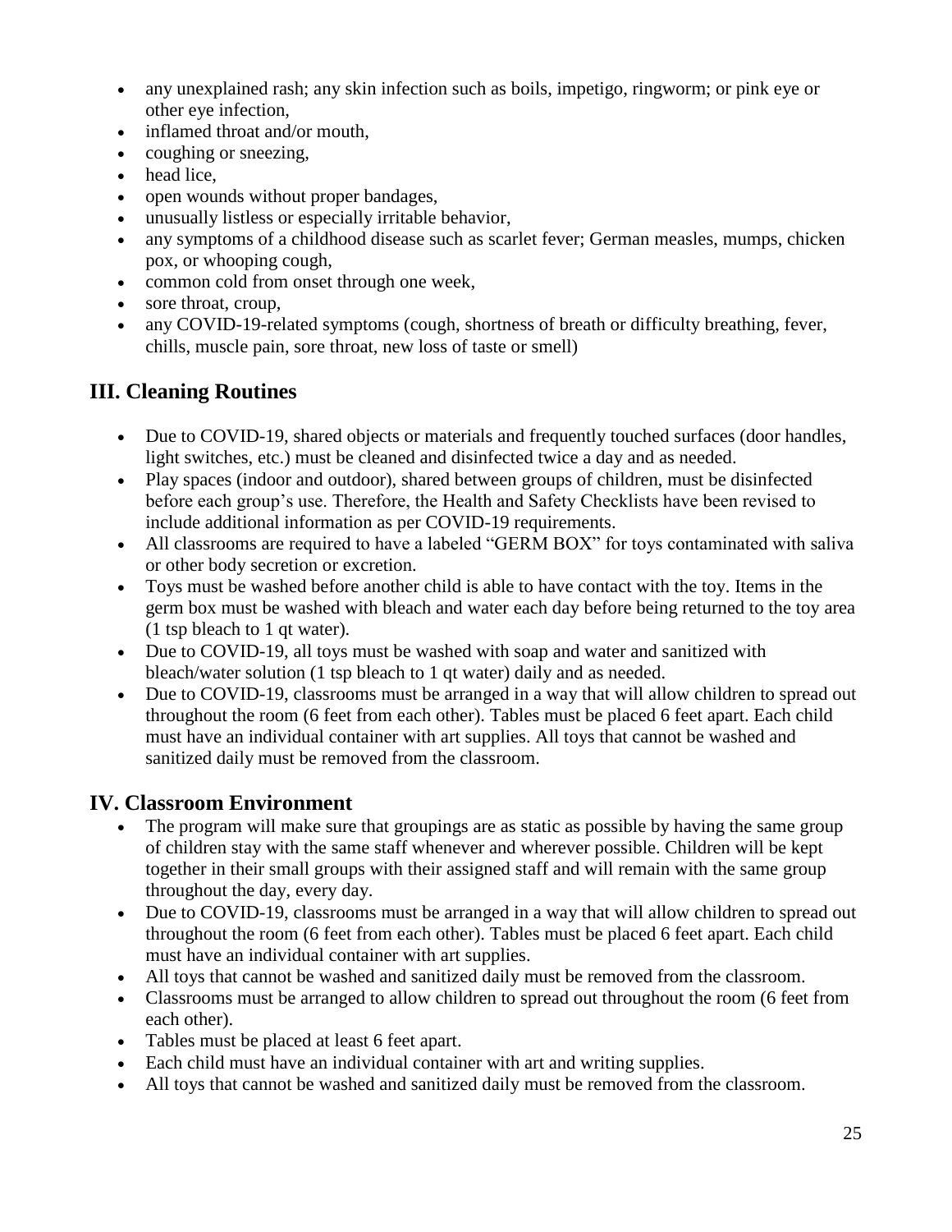- any unexplained rash; any skin infection such as boils, impetigo, ringworm; or pink eye or other eye infection,
- inflamed throat and/or mouth,
- coughing or sneezing,
- head lice,
- open wounds without proper bandages,
- unusually listless or especially irritable behavior,
- any symptoms of a childhood disease such as scarlet fever; German measles, mumps, chicken pox, or whooping cough,
- common cold from onset through one week,
- sore throat, croup,
- any COVID-19-related symptoms (cough, shortness of breath or difficulty breathing, fever, chills, muscle pain, sore throat, new loss of taste or smell)

## III. Cleaning Routines

- Due to COVID-19, shared objects or materials and frequently touched surfaces (door handles, light switches, etc.) must be cleaned and disinfected twice a day and as needed.
- Play spaces (indoor and outdoor), shared between groups of children, must be disinfected before each group's use. Therefore, the Health and Safety Checklists have been revised to include additional information as per COVID-19 requirements.
- All classrooms are required to have a labeled "GERM BOX" for toys contaminated with saliva or other body secretion or excretion.
- Toys must be washed before another child is able to have contact with the toy. Items in the germ box must be washed with bleach and water each day before being returned to the toy area (1 tsp bleach to 1 qt water).
- Due to COVID-19, all toys must be washed with soap and water and sanitized with bleach/water solution (1 tsp bleach to 1 qt water) daily and as needed.
- Due to COVID-19, classrooms must be arranged in a way that will allow children to spread out throughout the room (6 feet from each other). Tables must be placed 6 feet apart. Each child must have an individual container with art supplies. All toys that cannot be washed and sanitized daily must be removed from the classroom.

## IV. Classroom Environment

- The program will make sure that groupings are as static as possible by having the same group of children stay with the same staff whenever and wherever possible. Children will be kept together in their small groups with their assigned staff and will remain with the same group throughout the day, every day.
- Due to COVID-19, classrooms must be arranged in a way that will allow children to spread out throughout the room (6 feet from each other). Tables must be placed 6 feet apart. Each child must have an individual container with art supplies.
- All toys that cannot be washed and sanitized daily must be removed from the classroom.
- Classrooms must be arranged to allow children to spread out throughout the room (6 feet from each other).
- Tables must be placed at least 6 feet apart.
- Each child must have an individual container with art and writing supplies.
- All toys that cannot be washed and sanitized daily must be removed from the classroom.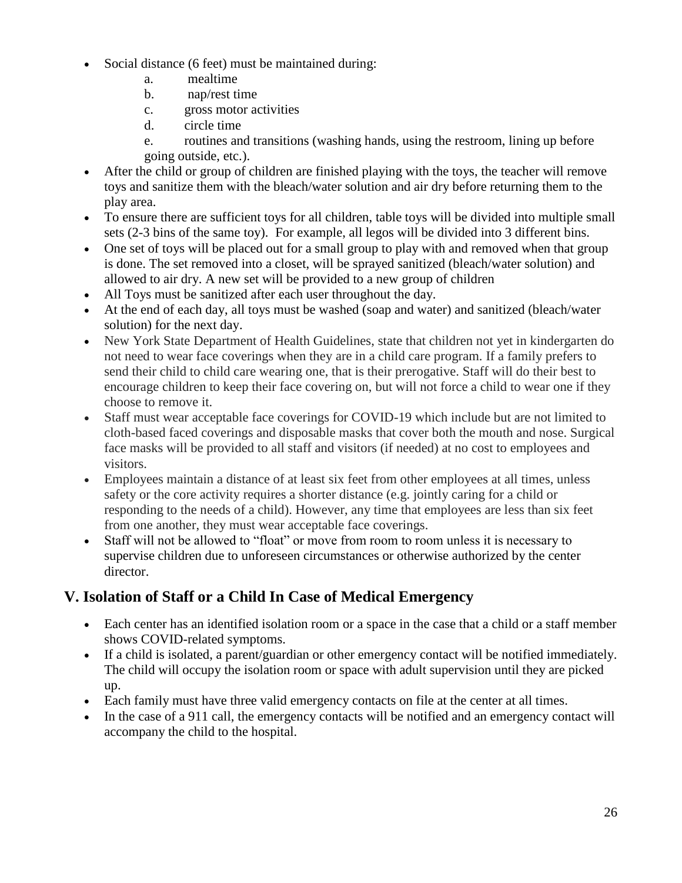- Social distance (6 feet) must be maintained during:
  - a. mealtime
  - b. nap/rest time
  - c. gross motor activities
  - d. circle time
  - e. routines and transitions (washing hands, using the restroom, lining up before going outside, etc.).
- After the child or group of children are finished playing with the toys, the teacher will remove toys and sanitize them with the bleach/water solution and air dry before returning them to the play area.
- To ensure there are sufficient toys for all children, table toys will be divided into multiple small sets (2-3 bins of the same toy). For example, all legos will be divided into 3 different bins.
- One set of toys will be placed out for a small group to play with and removed when that group is done. The set removed into a closet, will be sprayed sanitized (bleach/water solution) and allowed to air dry. A new set will be provided to a new group of children
- All Toys must be sanitized after each user throughout the day.
- At the end of each day, all toys must be washed (soap and water) and sanitized (bleach/water solution) for the next day.
- New York State Department of Health Guidelines, state that children not yet in kindergarten do not need to wear face coverings when they are in a child care program. If a family prefers to send their child to child care wearing one, that is their prerogative. Staff will do their best to encourage children to keep their face covering on, but will not force a child to wear one if they choose to remove it.
- Staff must wear acceptable face coverings for COVID-19 which include but are not limited to cloth-based faced coverings and disposable masks that cover both the mouth and nose. Surgical face masks will be provided to all staff and visitors (if needed) at no cost to employees and visitors.
- Employees maintain a distance of at least six feet from other employees at all times, unless safety or the core activity requires a shorter distance (e.g. jointly caring for a child or responding to the needs of a child). However, any time that employees are less than six feet from one another, they must wear acceptable face coverings.
- Staff will not be allowed to "float" or move from room to room unless it is necessary to supervise children due to unforeseen circumstances or otherwise authorized by the center director.

## V. Isolation of Staff or a Child In Case of Medical Emergency

- Each center has an identified isolation room or a space in the case that a child or a staff member shows COVID-related symptoms.
- If a child is isolated, a parent/guardian or other emergency contact will be notified immediately. The child will occupy the isolation room or space with adult supervision until they are picked up.
- Each family must have three valid emergency contacts on file at the center at all times.
- In the case of a 911 call, the emergency contacts will be notified and an emergency contact will accompany the child to the hospital.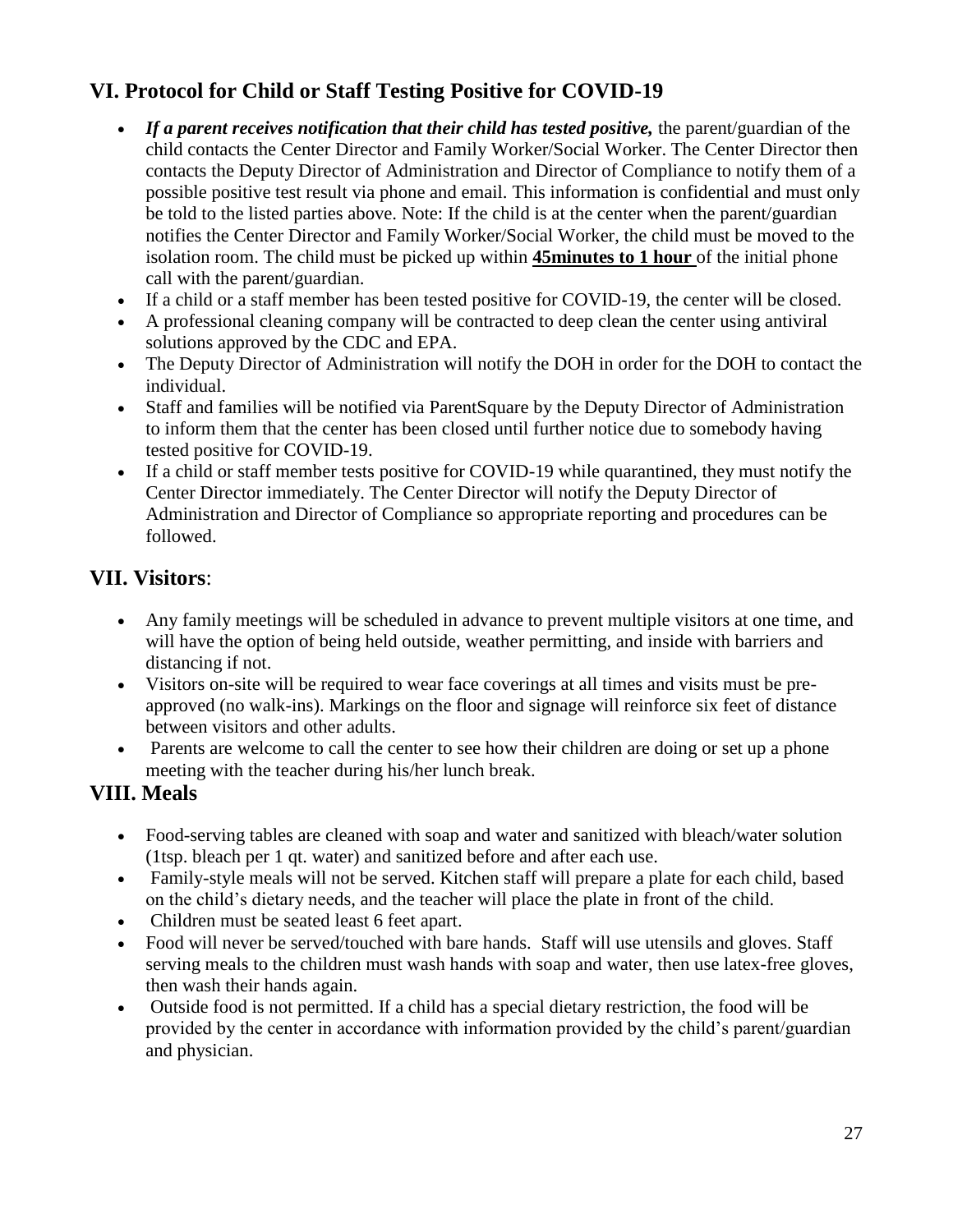## VI. Protocol for Child or Staff Testing Positive for COVID-19

- ***If a parent receives notification that their child has tested positive,*** the parent/guardian of the child contacts the Center Director and Family Worker/Social Worker. The Center Director then contacts the Deputy Director of Administration and Director of Compliance to notify them of a possible positive test result via phone and email. This information is confidential and must only be told to the listed parties above. Note: If the child is at the center when the parent/guardian notifies the Center Director and Family Worker/Social Worker, the child must be moved to the isolation room. The child must be picked up within **<u>45minutes to 1 hour</u>** of the initial phone call with the parent/guardian.
- If a child or a staff member has been tested positive for COVID-19, the center will be closed.
- A professional cleaning company will be contracted to deep clean the center using antiviral solutions approved by the CDC and EPA.
- The Deputy Director of Administration will notify the DOH in order for the DOH to contact the individual.
- Staff and families will be notified via ParentSquare by the Deputy Director of Administration to inform them that the center has been closed until further notice due to somebody having tested positive for COVID-19.
- If a child or staff member tests positive for COVID-19 while quarantined, they must notify the Center Director immediately. The Center Director will notify the Deputy Director of Administration and Director of Compliance so appropriate reporting and procedures can be followed.

## VII. Visitors:

- Any family meetings will be scheduled in advance to prevent multiple visitors at one time, and will have the option of being held outside, weather permitting, and inside with barriers and distancing if not.
- Visitors on-site will be required to wear face coverings at all times and visits must be pre-approved (no walk-ins). Markings on the floor and signage will reinforce six feet of distance between visitors and other adults.
- Parents are welcome to call the center to see how their children are doing or set up a phone meeting with the teacher during his/her lunch break.

## VIII. Meals

- Food-serving tables are cleaned with soap and water and sanitized with bleach/water solution (1tsp. bleach per 1 qt. water) and sanitized before and after each use.
- Family-style meals will not be served. Kitchen staff will prepare a plate for each child, based on the child's dietary needs, and the teacher will place the plate in front of the child.
- Children must be seated least 6 feet apart.
- Food will never be served/touched with bare hands. Staff will use utensils and gloves. Staff serving meals to the children must wash hands with soap and water, then use latex-free gloves, then wash their hands again.
- Outside food is not permitted. If a child has a special dietary restriction, the food will be provided by the center in accordance with information provided by the child's parent/guardian and physician.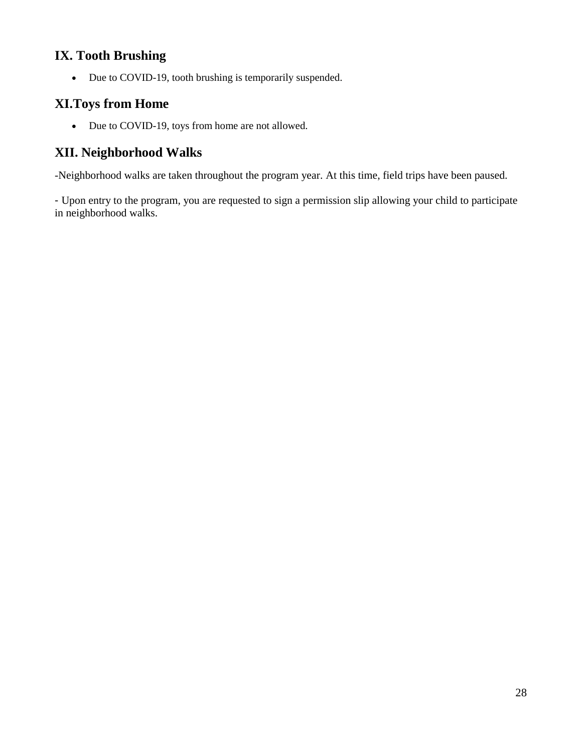## IX. Tooth Brushing

- Due to COVID-19, tooth brushing is temporarily suspended.

## XI.Toys from Home

- Due to COVID-19, toys from home are not allowed.

## XII. Neighborhood Walks

-Neighborhood walks are taken throughout the program year. At this time, field trips have been paused.

- Upon entry to the program, you are requested to sign a permission slip allowing your child to participate in neighborhood walks.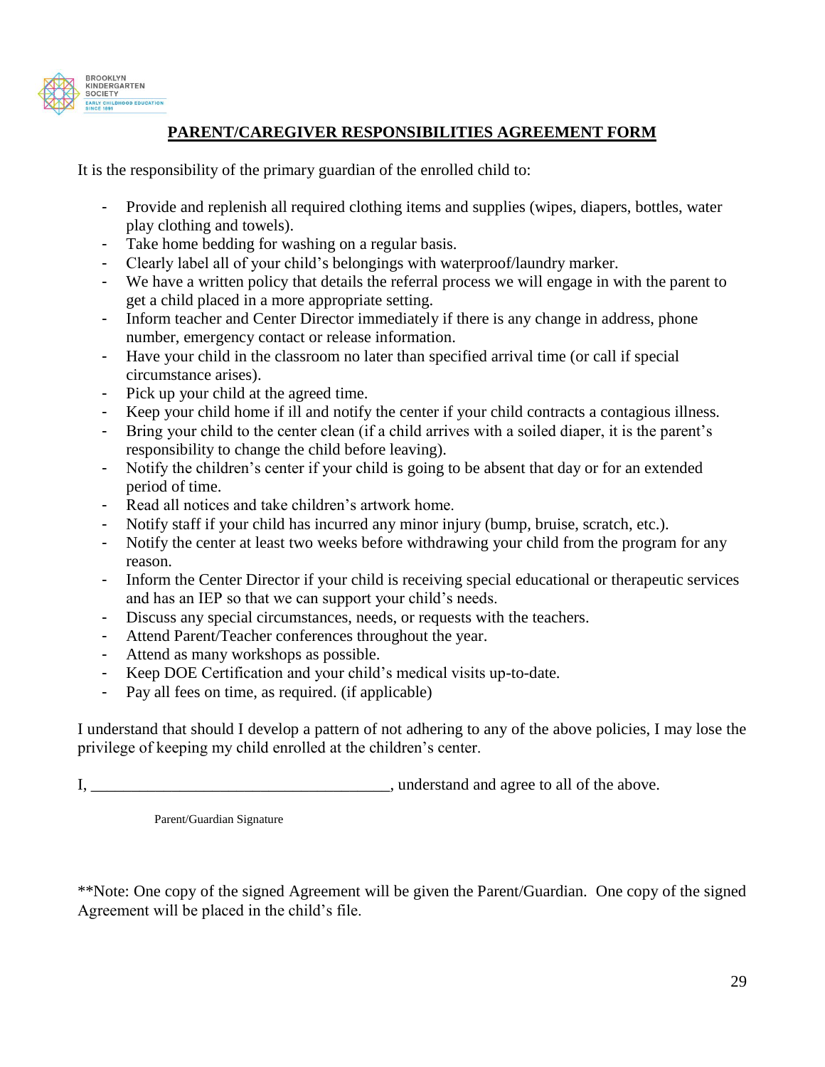## PARENT/CAREGIVER RESPONSIBILITIES AGREEMENT FORM

It is the responsibility of the primary guardian of the enrolled child to:

- Provide and replenish all required clothing items and supplies (wipes, diapers, bottles, water play clothing and towels).
- Take home bedding for washing on a regular basis.
- Clearly label all of your child's belongings with waterproof/laundry marker.
- We have a written policy that details the referral process we will engage in with the parent to get a child placed in a more appropriate setting.
- Inform teacher and Center Director immediately if there is any change in address, phone number, emergency contact or release information.
- Have your child in the classroom no later than specified arrival time (or call if special circumstance arises).
- Pick up your child at the agreed time.
- Keep your child home if ill and notify the center if your child contracts a contagious illness.
- Bring your child to the center clean (if a child arrives with a soiled diaper, it is the parent's responsibility to change the child before leaving).
- Notify the children's center if your child is going to be absent that day or for an extended period of time.
- Read all notices and take children's artwork home.
- Notify staff if your child has incurred any minor injury (bump, bruise, scratch, etc.).
- Notify the center at least two weeks before withdrawing your child from the program for any reason.
- Inform the Center Director if your child is receiving special educational or therapeutic services and has an IEP so that we can support your child's needs.
- Discuss any special circumstances, needs, or requests with the teachers.
- Attend Parent/Teacher conferences throughout the year.
- Attend as many workshops as possible.
- Keep DOE Certification and your child's medical visits up-to-date.
- Pay all fees on time, as required. (if applicable)

I understand that should I develop a pattern of not adhering to any of the above policies, I may lose the privilege of keeping my child enrolled at the children's center.

I, _____________________________________, understand and agree to all of the above.

Parent/Guardian Signature

**Note: One copy of the signed Agreement will be given the Parent/Guardian. One copy of the signed Agreement will be placed in the child's file.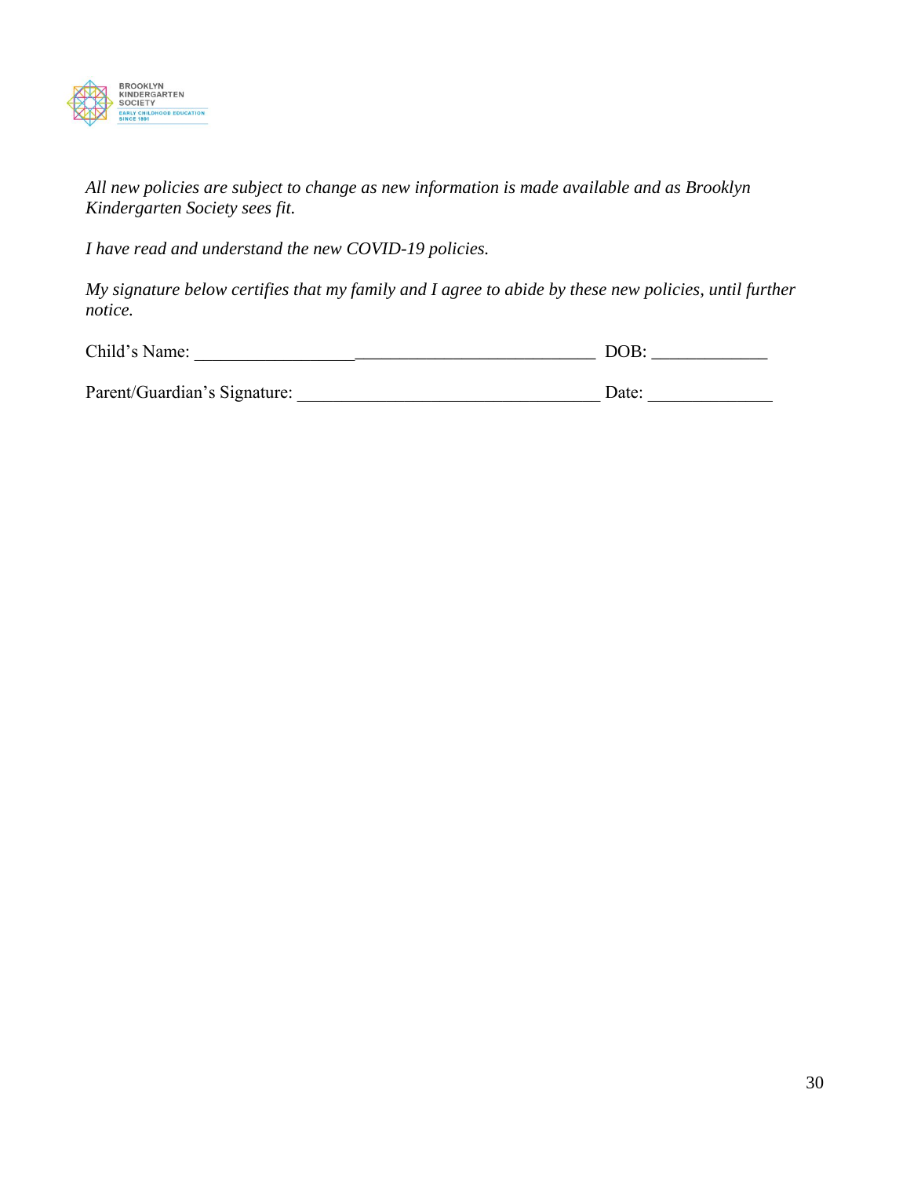*All new policies are subject to change as new information is made available and as Brooklyn Kindergarten Society sees fit.*

*I have read and understand the new COVID-19 policies.*

*My signature below certifies that my family and I agree to abide by these new policies, until further notice.*

Child's Name: _____________________________________________ DOB: _____________

Parent/Guardian's Signature: __________________________________ Date: ______________